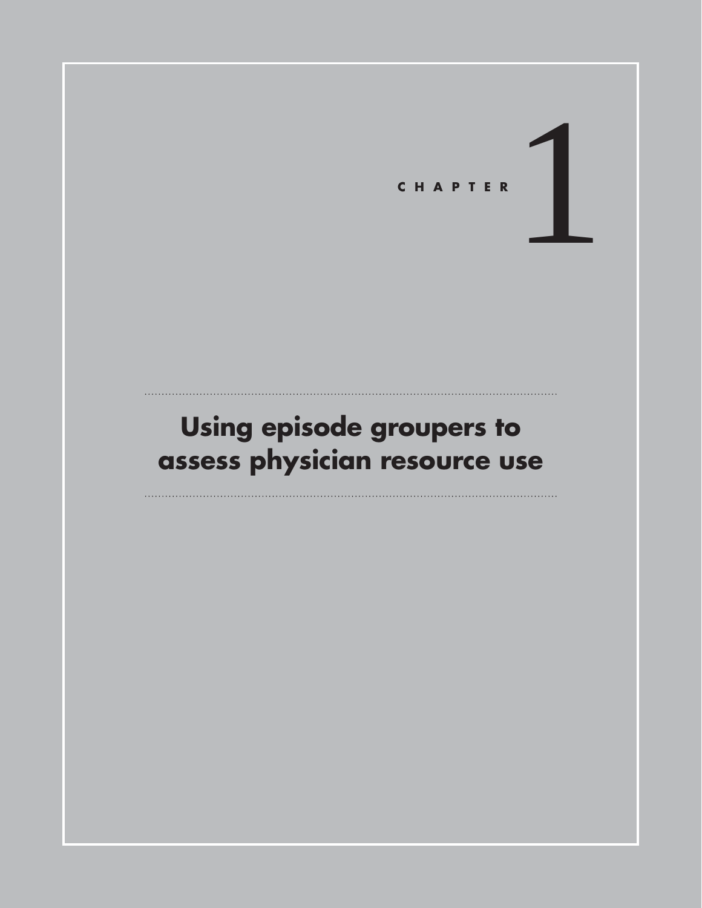CHAPTER 1

# Using episode groupers to assess physician resource use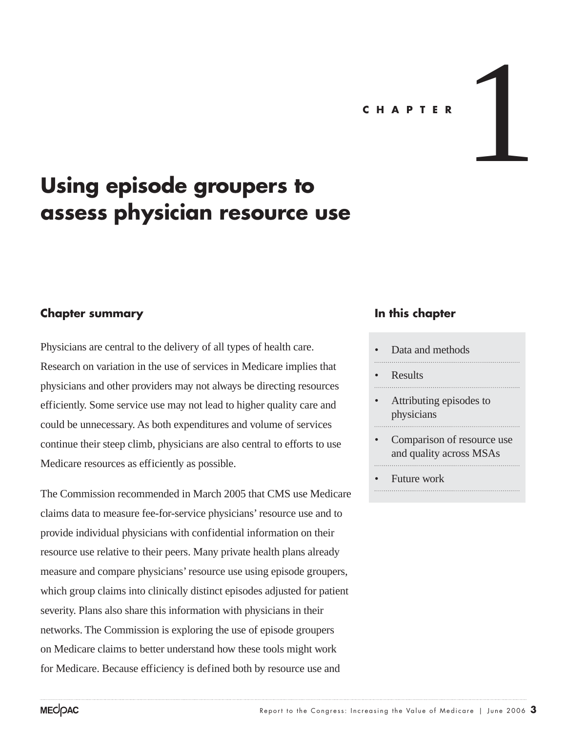# CHAPTER 1

# Using episode groupers to assess physician resource use

## Chapter summary

Physicians are central to the delivery of all types of health care. Research on variation in the use of services in Medicare implies that physicians and other providers may not always be directing resources efficiently. Some service use may not lead to higher quality care and could be unnecessary. As both expenditures and volume of services continue their steep climb, physicians are also central to efforts to use Medicare resources as efficiently as possible.

The Commission recommended in March 2005 that CMS use Medicare claims data to measure fee-for-service physicians' resource use and to provide individual physicians with confidential information on their resource use relative to their peers. Many private health plans already measure and compare physicians' resource use using episode groupers, which group claims into clinically distinct episodes adjusted for patient severity. Plans also share this information with physicians in their networks. The Commission is exploring the use of episode groupers on Medicare claims to better understand how these tools might work for Medicare. Because efficiency is defined both by resource use and

## In this chapter

- Data and methods
- Results
- Attributing episodes to physicians
- Comparison of resource use and quality across MSAs
- Future work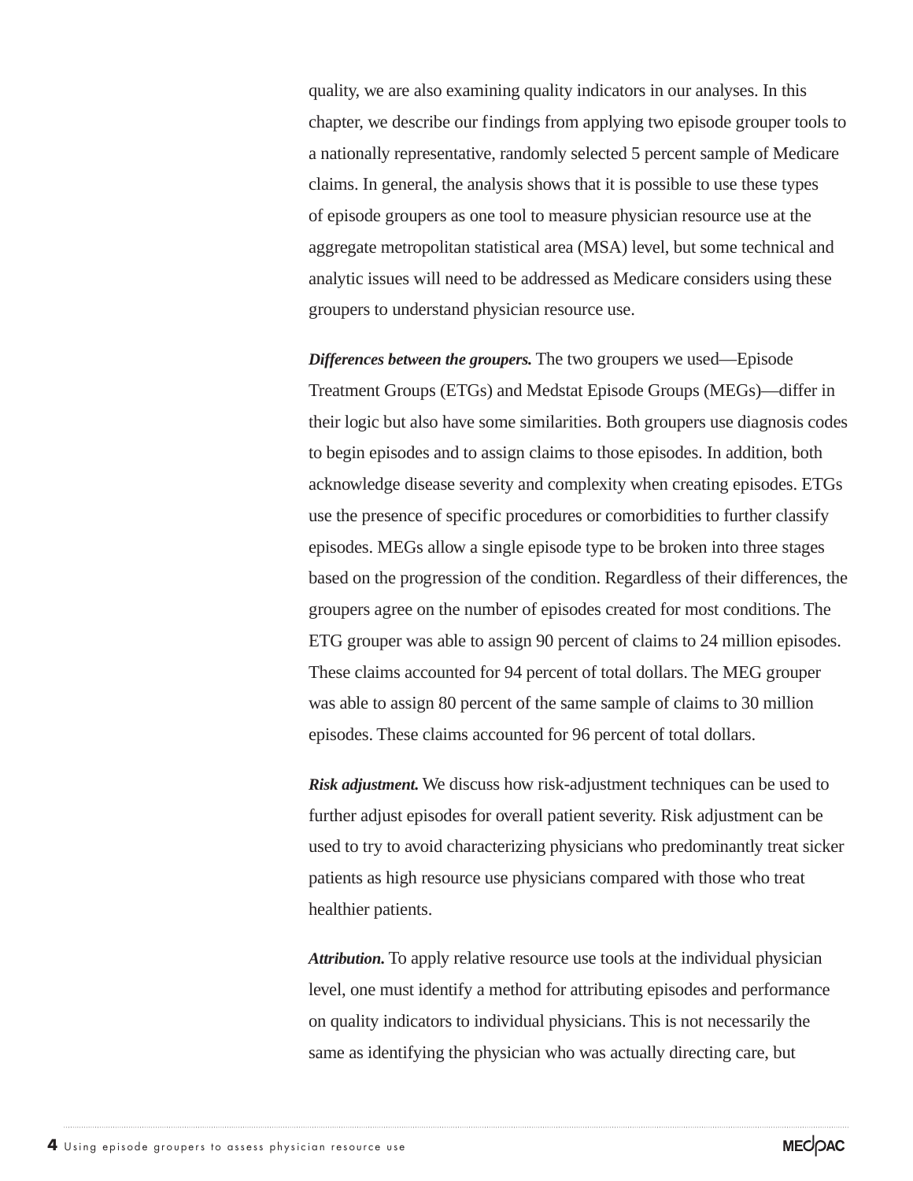quality, we are also examining quality indicators in our analyses. In this chapter, we describe our findings from applying two episode grouper tools to a nationally representative, randomly selected 5 percent sample of Medicare claims. In general, the analysis shows that it is possible to use these types of episode groupers as one tool to measure physician resource use at the aggregate metropolitan statistical area (MSA) level, but some technical and analytic issues will need to be addressed as Medicare considers using these groupers to understand physician resource use.

***Differences between the groupers.*** The two groupers we used—Episode Treatment Groups (ETGs) and Medstat Episode Groups (MEGs)—differ in their logic but also have some similarities. Both groupers use diagnosis codes to begin episodes and to assign claims to those episodes. In addition, both acknowledge disease severity and complexity when creating episodes. ETGs use the presence of specific procedures or comorbidities to further classify episodes. MEGs allow a single episode type to be broken into three stages based on the progression of the condition. Regardless of their differences, the groupers agree on the number of episodes created for most conditions. The ETG grouper was able to assign 90 percent of claims to 24 million episodes. These claims accounted for 94 percent of total dollars. The MEG grouper was able to assign 80 percent of the same sample of claims to 30 million episodes. These claims accounted for 96 percent of total dollars.

***Risk adjustment.*** We discuss how risk-adjustment techniques can be used to further adjust episodes for overall patient severity. Risk adjustment can be used to try to avoid characterizing physicians who predominantly treat sicker patients as high resource use physicians compared with those who treat healthier patients.

***Attribution.*** To apply relative resource use tools at the individual physician level, one must identify a method for attributing episodes and performance on quality indicators to individual physicians. This is not necessarily the same as identifying the physician who was actually directing care, but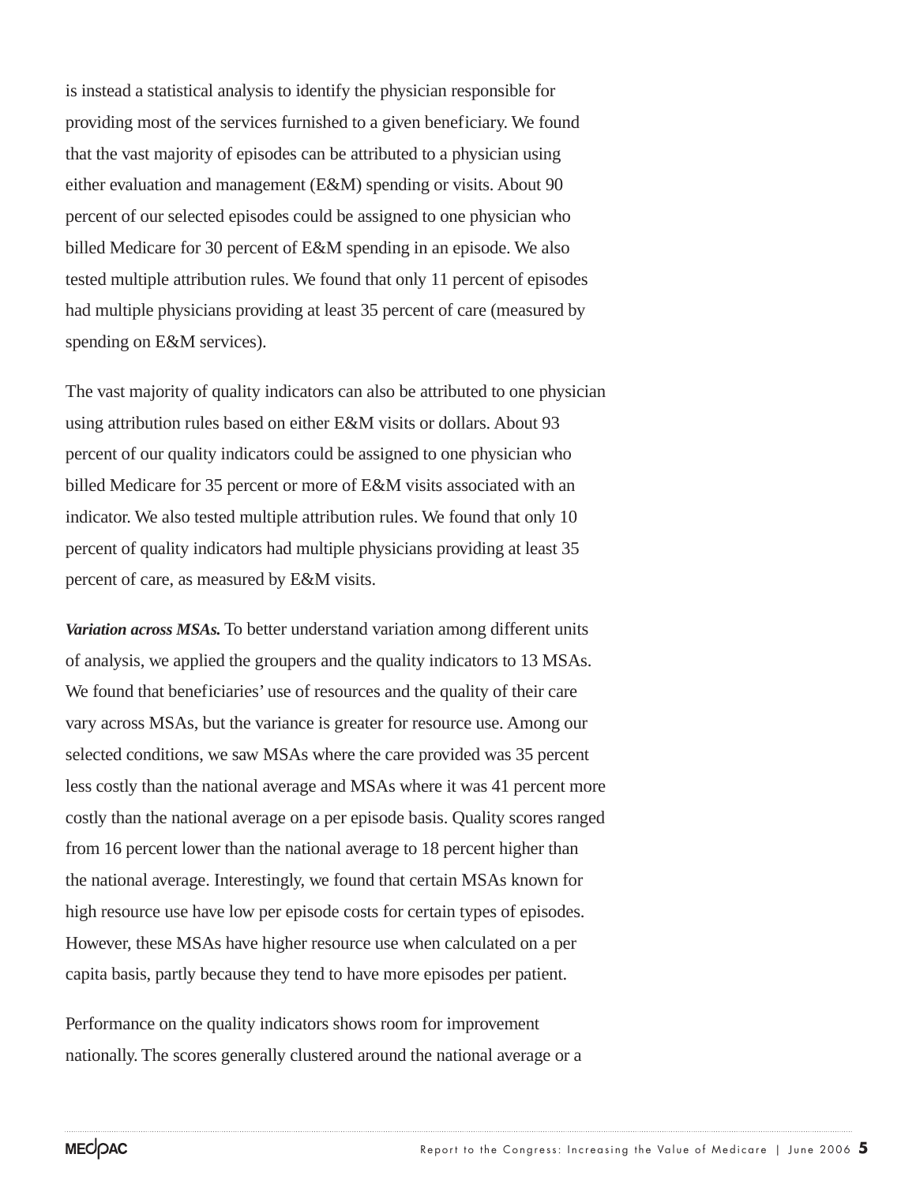is instead a statistical analysis to identify the physician responsible for providing most of the services furnished to a given beneficiary. We found that the vast majority of episodes can be attributed to a physician using either evaluation and management (E&M) spending or visits. About 90 percent of our selected episodes could be assigned to one physician who billed Medicare for 30 percent of E&M spending in an episode. We also tested multiple attribution rules. We found that only 11 percent of episodes had multiple physicians providing at least 35 percent of care (measured by spending on E&M services).

The vast majority of quality indicators can also be attributed to one physician using attribution rules based on either E&M visits or dollars. About 93 percent of our quality indicators could be assigned to one physician who billed Medicare for 35 percent or more of E&M visits associated with an indicator. We also tested multiple attribution rules. We found that only 10 percent of quality indicators had multiple physicians providing at least 35 percent of care, as measured by E&M visits.

***Variation across MSAs.*** To better understand variation among different units of analysis, we applied the groupers and the quality indicators to 13 MSAs. We found that beneficiaries' use of resources and the quality of their care vary across MSAs, but the variance is greater for resource use. Among our selected conditions, we saw MSAs where the care provided was 35 percent less costly than the national average and MSAs where it was 41 percent more costly than the national average on a per episode basis. Quality scores ranged from 16 percent lower than the national average to 18 percent higher than the national average. Interestingly, we found that certain MSAs known for high resource use have low per episode costs for certain types of episodes. However, these MSAs have higher resource use when calculated on a per capita basis, partly because they tend to have more episodes per patient.

Performance on the quality indicators shows room for improvement nationally. The scores generally clustered around the national average or a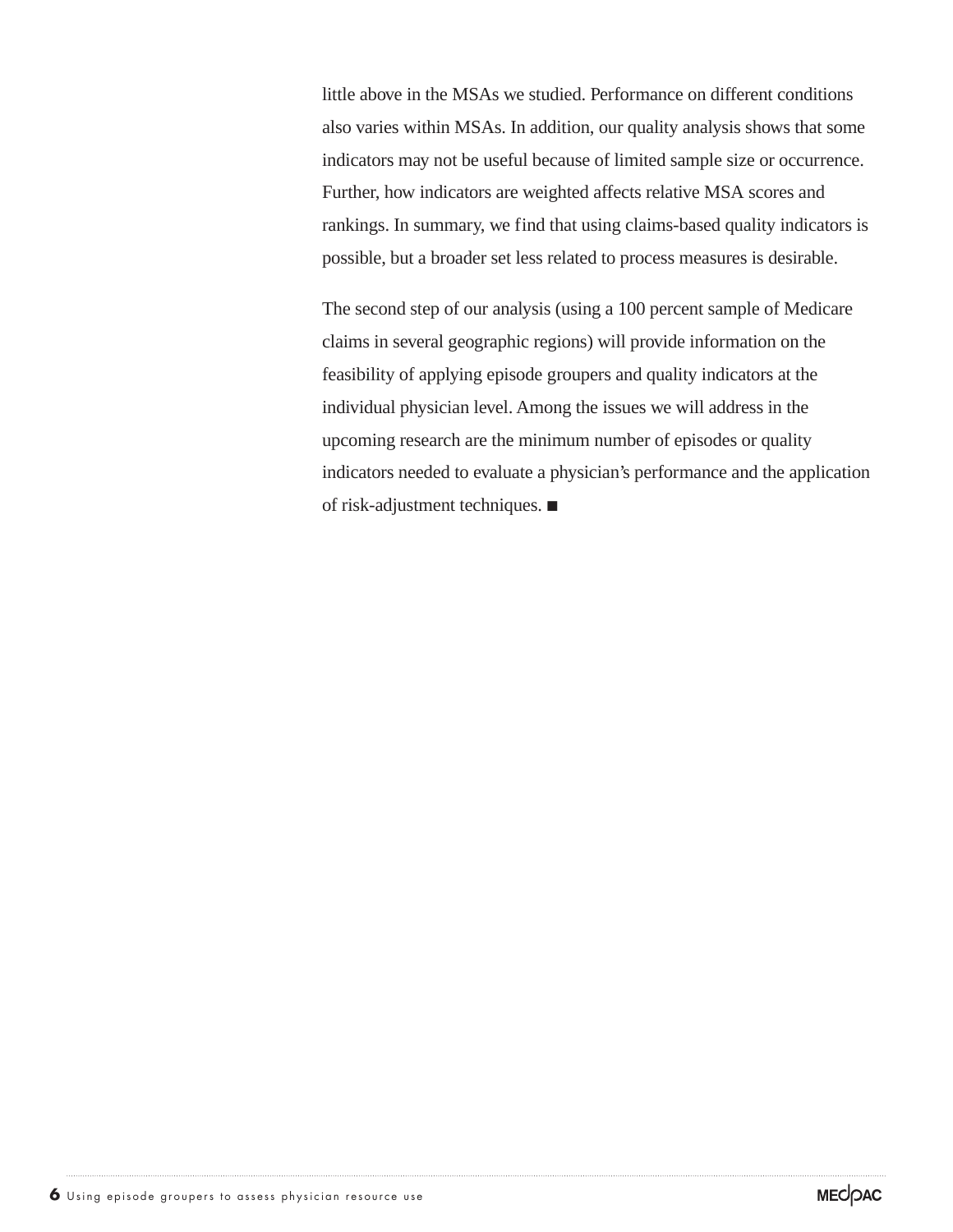little above in the MSAs we studied. Performance on different conditions also varies within MSAs. In addition, our quality analysis shows that some indicators may not be useful because of limited sample size or occurrence. Further, how indicators are weighted affects relative MSA scores and rankings. In summary, we find that using claims-based quality indicators is possible, but a broader set less related to process measures is desirable.

The second step of our analysis (using a 100 percent sample of Medicare claims in several geographic regions) will provide information on the feasibility of applying episode groupers and quality indicators at the individual physician level. Among the issues we will address in the upcoming research are the minimum number of episodes or quality indicators needed to evaluate a physician's performance and the application of risk-adjustment techniques. ■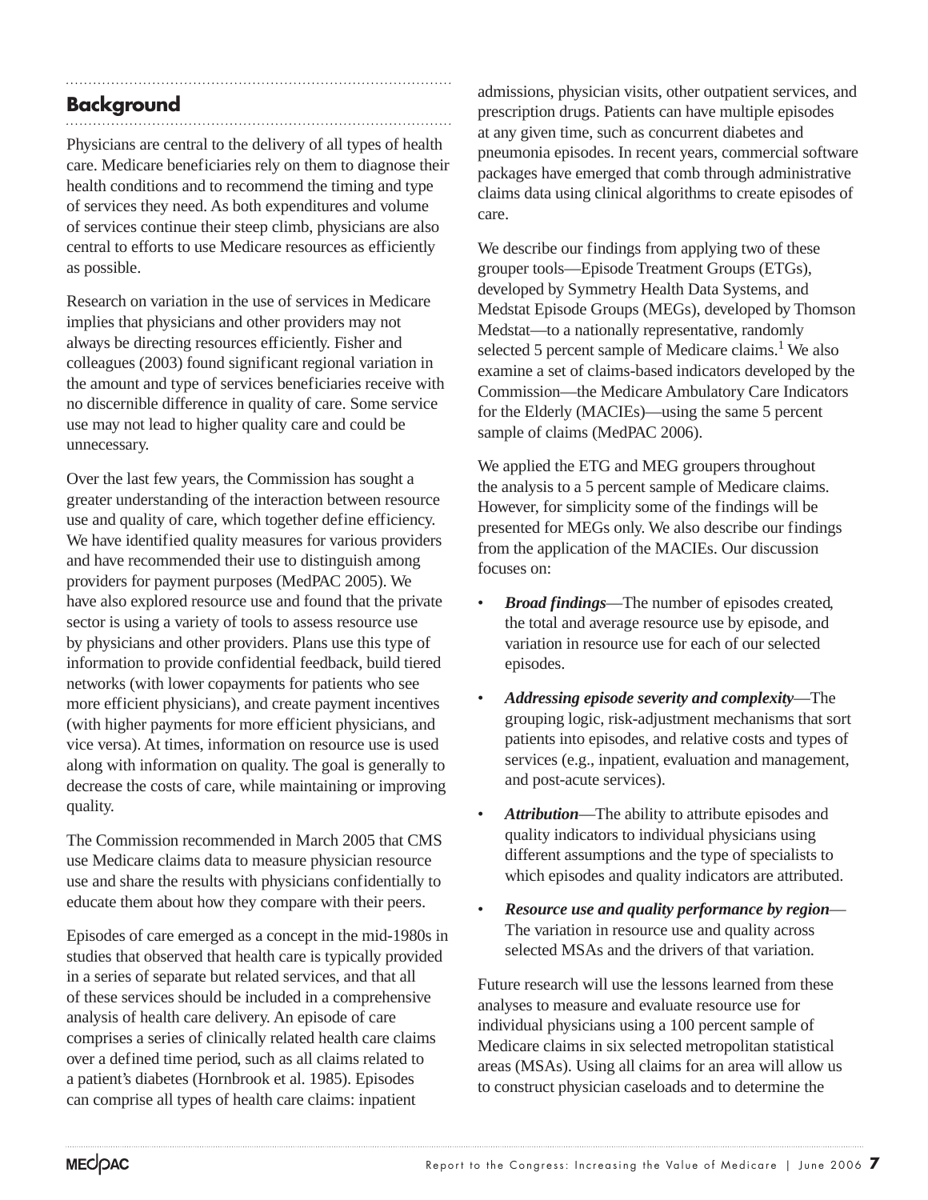## Background

Physicians are central to the delivery of all types of health care. Medicare beneficiaries rely on them to diagnose their health conditions and to recommend the timing and type of services they need. As both expenditures and volume of services continue their steep climb, physicians are also central to efforts to use Medicare resources as efficiently as possible.

Research on variation in the use of services in Medicare implies that physicians and other providers may not always be directing resources efficiently. Fisher and colleagues (2003) found significant regional variation in the amount and type of services beneficiaries receive with no discernible difference in quality of care. Some service use may not lead to higher quality care and could be unnecessary.

Over the last few years, the Commission has sought a greater understanding of the interaction between resource use and quality of care, which together define efficiency. We have identified quality measures for various providers and have recommended their use to distinguish among providers for payment purposes (MedPAC 2005). We have also explored resource use and found that the private sector is using a variety of tools to assess resource use by physicians and other providers. Plans use this type of information to provide confidential feedback, build tiered networks (with lower copayments for patients who see more efficient physicians), and create payment incentives (with higher payments for more efficient physicians, and vice versa). At times, information on resource use is used along with information on quality. The goal is generally to decrease the costs of care, while maintaining or improving quality.

The Commission recommended in March 2005 that CMS use Medicare claims data to measure physician resource use and share the results with physicians confidentially to educate them about how they compare with their peers.

Episodes of care emerged as a concept in the mid-1980s in studies that observed that health care is typically provided in a series of separate but related services, and that all of these services should be included in a comprehensive analysis of health care delivery. An episode of care comprises a series of clinically related health care claims over a defined time period, such as all claims related to a patient's diabetes (Hornbrook et al. 1985). Episodes can comprise all types of health care claims: inpatient admissions, physician visits, other outpatient services, and prescription drugs. Patients can have multiple episodes at any given time, such as concurrent diabetes and pneumonia episodes. In recent years, commercial software packages have emerged that comb through administrative claims data using clinical algorithms to create episodes of care.

We describe our findings from applying two of these grouper tools—Episode Treatment Groups (ETGs), developed by Symmetry Health Data Systems, and Medstat Episode Groups (MEGs), developed by Thomson Medstat—to a nationally representative, randomly selected 5 percent sample of Medicare claims.[1] We also examine a set of claims-based indicators developed by the Commission—the Medicare Ambulatory Care Indicators for the Elderly (MACIEs)—using the same 5 percent sample of claims (MedPAC 2006).

We applied the ETG and MEG groupers throughout the analysis to a 5 percent sample of Medicare claims. However, for simplicity some of the findings will be presented for MEGs only. We also describe our findings from the application of the MACIEs. Our discussion focuses on:

- ***Broad findings***—The number of episodes created, the total and average resource use by episode, and variation in resource use for each of our selected episodes.
- ***Addressing episode severity and complexity***—The grouping logic, risk-adjustment mechanisms that sort patients into episodes, and relative costs and types of services (e.g., inpatient, evaluation and management, and post-acute services).
- ***Attribution***—The ability to attribute episodes and quality indicators to individual physicians using different assumptions and the type of specialists to which episodes and quality indicators are attributed.
- ***Resource use and quality performance by region***—The variation in resource use and quality across selected MSAs and the drivers of that variation.

Future research will use the lessons learned from these analyses to measure and evaluate resource use for individual physicians using a 100 percent sample of Medicare claims in six selected metropolitan statistical areas (MSAs). Using all claims for an area will allow us to construct physician caseloads and to determine the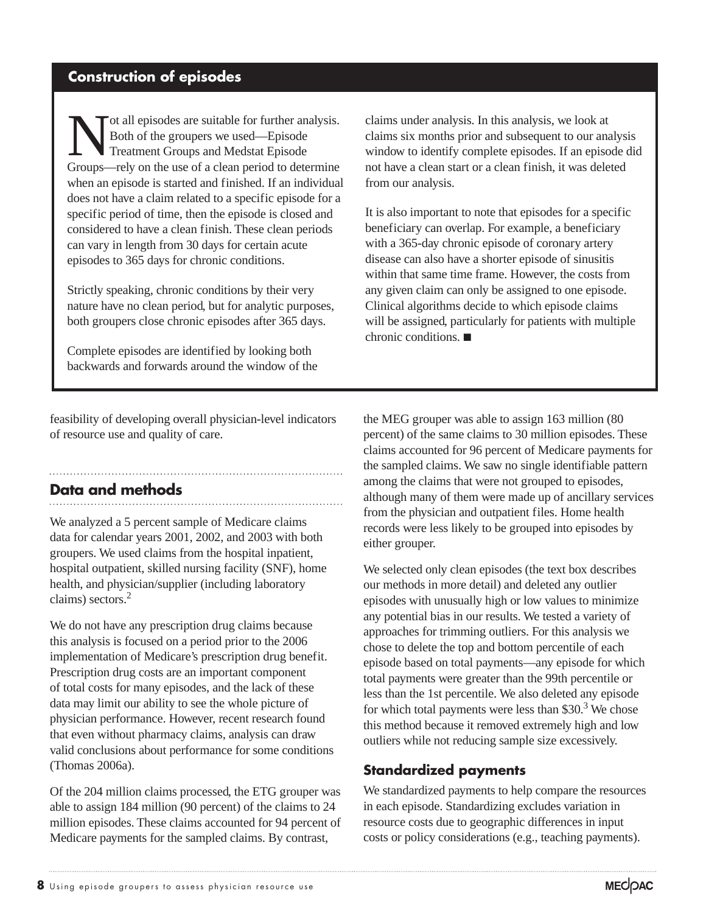## Construction of episodes

Not all episodes are suitable for further analysis. Both of the groupers we used—Episode Treatment Groups and Medstat Episode Groups—rely on the use of a clean period to determine when an episode is started and finished. If an individual does not have a claim related to a specific episode for a specific period of time, then the episode is closed and considered to have a clean finish. These clean periods can vary in length from 30 days for certain acute episodes to 365 days for chronic conditions.

Strictly speaking, chronic conditions by their very nature have no clean period, but for analytic purposes, both groupers close chronic episodes after 365 days.

Complete episodes are identified by looking both backwards and forwards around the window of the claims under analysis. In this analysis, we look at claims six months prior and subsequent to our analysis window to identify complete episodes. If an episode did not have a clean start or a clean finish, it was deleted from our analysis.

It is also important to note that episodes for a specific beneficiary can overlap. For example, a beneficiary with a 365-day chronic episode of coronary artery disease can also have a shorter episode of sinusitis within that same time frame. However, the costs from any given claim can only be assigned to one episode. Clinical algorithms decide to which episode claims will be assigned, particularly for patients with multiple chronic conditions. ■

feasibility of developing overall physician-level indicators of resource use and quality of care.

## Data and methods

We analyzed a 5 percent sample of Medicare claims data for calendar years 2001, 2002, and 2003 with both groupers. We used claims from the hospital inpatient, hospital outpatient, skilled nursing facility (SNF), home health, and physician/supplier (including laboratory claims) sectors.[2]

We do not have any prescription drug claims because this analysis is focused on a period prior to the 2006 implementation of Medicare's prescription drug benefit. Prescription drug costs are an important component of total costs for many episodes, and the lack of these data may limit our ability to see the whole picture of physician performance. However, recent research found that even without pharmacy claims, analysis can draw valid conclusions about performance for some conditions (Thomas 2006a).

Of the 204 million claims processed, the ETG grouper was able to assign 184 million (90 percent) of the claims to 24 million episodes. These claims accounted for 94 percent of Medicare payments for the sampled claims. By contrast, the MEG grouper was able to assign 163 million (80 percent) of the same claims to 30 million episodes. These claims accounted for 96 percent of Medicare payments for the sampled claims. We saw no single identifiable pattern among the claims that were not grouped to episodes, although many of them were made up of ancillary services from the physician and outpatient files. Home health records were less likely to be grouped into episodes by either grouper.

We selected only clean episodes (the text box describes our methods in more detail) and deleted any outlier episodes with unusually high or low values to minimize any potential bias in our results. We tested a variety of approaches for trimming outliers. For this analysis we chose to delete the top and bottom percentile of each episode based on total payments—any episode for which total payments were greater than the 99th percentile or less than the 1st percentile. We also deleted any episode for which total payments were less than $30.[3] We chose this method because it removed extremely high and low outliers while not reducing sample size excessively.

### Standardized payments

We standardized payments to help compare the resources in each episode. Standardizing excludes variation in resource costs due to geographic differences in input costs or policy considerations (e.g., teaching payments).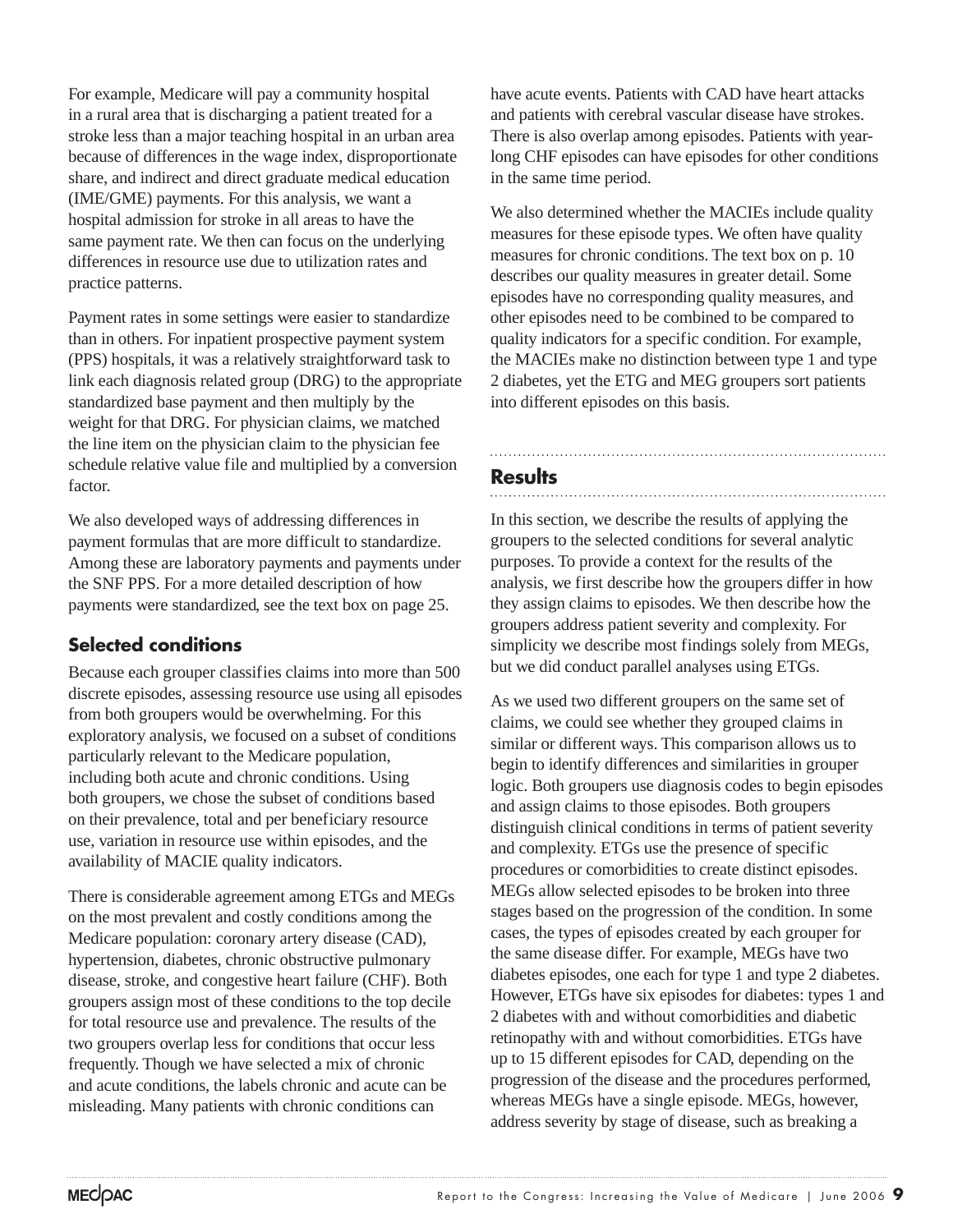For example, Medicare will pay a community hospital in a rural area that is discharging a patient treated for a stroke less than a major teaching hospital in an urban area because of differences in the wage index, disproportionate share, and indirect and direct graduate medical education (IME/GME) payments. For this analysis, we want a hospital admission for stroke in all areas to have the same payment rate. We then can focus on the underlying differences in resource use due to utilization rates and practice patterns.

Payment rates in some settings were easier to standardize than in others. For inpatient prospective payment system (PPS) hospitals, it was a relatively straightforward task to link each diagnosis related group (DRG) to the appropriate standardized base payment and then multiply by the weight for that DRG. For physician claims, we matched the line item on the physician claim to the physician fee schedule relative value file and multiplied by a conversion factor.

We also developed ways of addressing differences in payment formulas that are more difficult to standardize. Among these are laboratory payments and payments under the SNF PPS. For a more detailed description of how payments were standardized, see the text box on page 25.

### Selected conditions

Because each grouper classifies claims into more than 500 discrete episodes, assessing resource use using all episodes from both groupers would be overwhelming. For this exploratory analysis, we focused on a subset of conditions particularly relevant to the Medicare population, including both acute and chronic conditions. Using both groupers, we chose the subset of conditions based on their prevalence, total and per beneficiary resource use, variation in resource use within episodes, and the availability of MACIE quality indicators.

There is considerable agreement among ETGs and MEGs on the most prevalent and costly conditions among the Medicare population: coronary artery disease (CAD), hypertension, diabetes, chronic obstructive pulmonary disease, stroke, and congestive heart failure (CHF). Both groupers assign most of these conditions to the top decile for total resource use and prevalence. The results of the two groupers overlap less for conditions that occur less frequently. Though we have selected a mix of chronic and acute conditions, the labels chronic and acute can be misleading. Many patients with chronic conditions can have acute events. Patients with CAD have heart attacks and patients with cerebral vascular disease have strokes. There is also overlap among episodes. Patients with year-long CHF episodes can have episodes for other conditions in the same time period.

We also determined whether the MACIEs include quality measures for these episode types. We often have quality measures for chronic conditions. The text box on p. 10 describes our quality measures in greater detail. Some episodes have no corresponding quality measures, and other episodes need to be combined to be compared to quality indicators for a specific condition. For example, the MACIEs make no distinction between type 1 and type 2 diabetes, yet the ETG and MEG groupers sort patients into different episodes on this basis.

## Results

In this section, we describe the results of applying the groupers to the selected conditions for several analytic purposes. To provide a context for the results of the analysis, we first describe how the groupers differ in how they assign claims to episodes. We then describe how the groupers address patient severity and complexity. For simplicity we describe most findings solely from MEGs, but we did conduct parallel analyses using ETGs.

As we used two different groupers on the same set of claims, we could see whether they grouped claims in similar or different ways. This comparison allows us to begin to identify differences and similarities in grouper logic. Both groupers use diagnosis codes to begin episodes and assign claims to those episodes. Both groupers distinguish clinical conditions in terms of patient severity and complexity. ETGs use the presence of specific procedures or comorbidities to create distinct episodes. MEGs allow selected episodes to be broken into three stages based on the progression of the condition. In some cases, the types of episodes created by each grouper for the same disease differ. For example, MEGs have two diabetes episodes, one each for type 1 and type 2 diabetes. However, ETGs have six episodes for diabetes: types 1 and 2 diabetes with and without comorbidities and diabetic retinopathy with and without comorbidities. ETGs have up to 15 different episodes for CAD, depending on the progression of the disease and the procedures performed, whereas MEGs have a single episode. MEGs, however, address severity by stage of disease, such as breaking a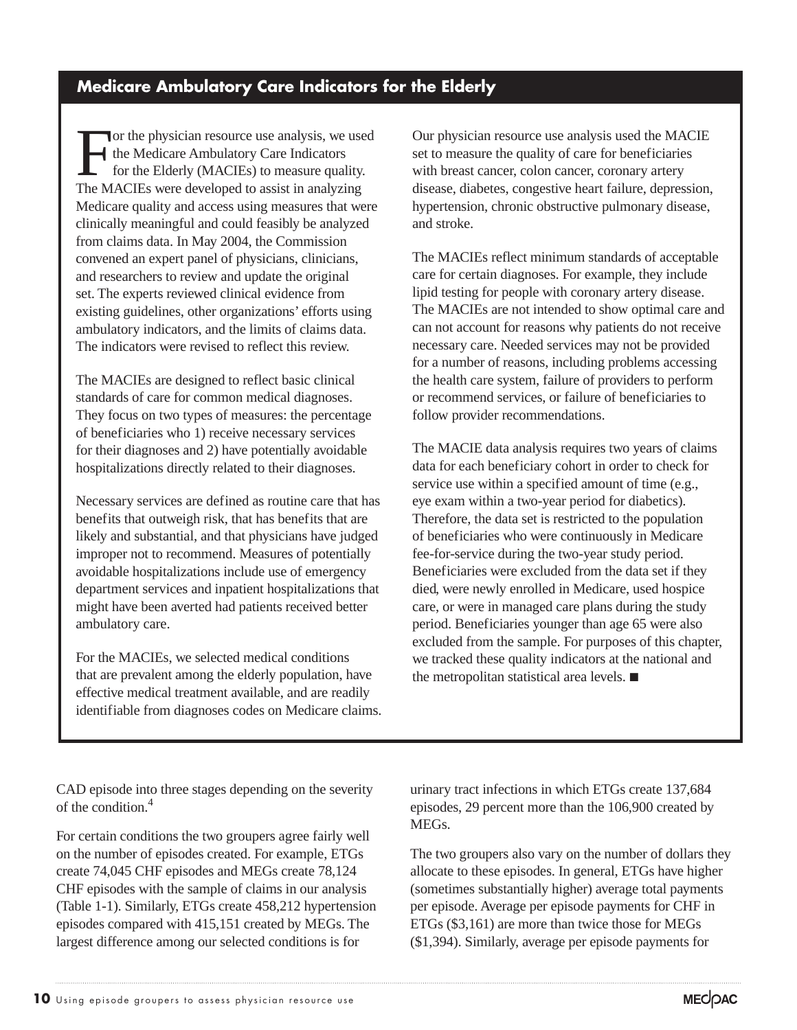## Medicare Ambulatory Care Indicators for the Elderly

For the physician resource use analysis, we used the Medicare Ambulatory Care Indicators for the Elderly (MACIEs) to measure quality. The MACIEs were developed to assist in analyzing Medicare quality and access using measures that were clinically meaningful and could feasibly be analyzed from claims data. In May 2004, the Commission convened an expert panel of physicians, clinicians, and researchers to review and update the original set. The experts reviewed clinical evidence from existing guidelines, other organizations' efforts using ambulatory indicators, and the limits of claims data. The indicators were revised to reflect this review.

The MACIEs are designed to reflect basic clinical standards of care for common medical diagnoses. They focus on two types of measures: the percentage of beneficiaries who 1) receive necessary services for their diagnoses and 2) have potentially avoidable hospitalizations directly related to their diagnoses.

Necessary services are defined as routine care that has benefits that outweigh risk, that has benefits that are likely and substantial, and that physicians have judged improper not to recommend. Measures of potentially avoidable hospitalizations include use of emergency department services and inpatient hospitalizations that might have been averted had patients received better ambulatory care.

For the MACIEs, we selected medical conditions that are prevalent among the elderly population, have effective medical treatment available, and are readily identifiable from diagnoses codes on Medicare claims. Our physician resource use analysis used the MACIE set to measure the quality of care for beneficiaries with breast cancer, colon cancer, coronary artery disease, diabetes, congestive heart failure, depression, hypertension, chronic obstructive pulmonary disease, and stroke.

The MACIEs reflect minimum standards of acceptable care for certain diagnoses. For example, they include lipid testing for people with coronary artery disease. The MACIEs are not intended to show optimal care and can not account for reasons why patients do not receive necessary care. Needed services may not be provided for a number of reasons, including problems accessing the health care system, failure of providers to perform or recommend services, or failure of beneficiaries to follow provider recommendations.

The MACIE data analysis requires two years of claims data for each beneficiary cohort in order to check for service use within a specified amount of time (e.g., eye exam within a two-year period for diabetics). Therefore, the data set is restricted to the population of beneficiaries who were continuously in Medicare fee-for-service during the two-year study period. Beneficiaries were excluded from the data set if they died, were newly enrolled in Medicare, used hospice care, or were in managed care plans during the study period. Beneficiaries younger than age 65 were also excluded from the sample. For purposes of this chapter, we tracked these quality indicators at the national and the metropolitan statistical area levels. ■

CAD episode into three stages depending on the severity of the condition.[4]

For certain conditions the two groupers agree fairly well on the number of episodes created. For example, ETGs create 74,045 CHF episodes and MEGs create 78,124 CHF episodes with the sample of claims in our analysis (Table 1-1). Similarly, ETGs create 458,212 hypertension episodes compared with 415,151 created by MEGs. The largest difference among our selected conditions is for urinary tract infections in which ETGs create 137,684 episodes, 29 percent more than the 106,900 created by MEGs.

The two groupers also vary on the number of dollars they allocate to these episodes. In general, ETGs have higher (sometimes substantially higher) average total payments per episode. Average per episode payments for CHF in ETGs ($3,161) are more than twice those for MEGs ($1,394). Similarly, average per episode payments for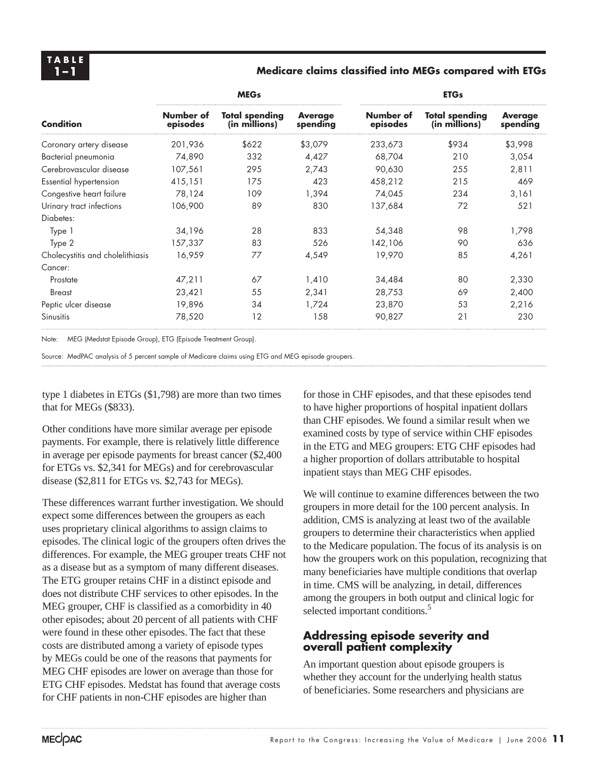**TABLE 1–1**

**Medicare claims classified into MEGs compared with ETGs**

| Condition | MEGs | | | ETGs | | |
|---|---|---|---|---|---|---|
| | Number of episodes | Total spending (in millions) | Average spending | Number of episodes | Total spending (in millions) | Average spending |
| Coronary artery disease | 201,936 | $622 | $3,079 | 233,673 | $934 | $3,998 |
| Bacterial pneumonia | 74,890 | 332 | 4,427 | 68,704 | 210 | 3,054 |
| Cerebrovascular disease | 107,561 | 295 | 2,743 | 90,630 | 255 | 2,811 |
| Essential hypertension | 415,151 | 175 | 423 | 458,212 | 215 | 469 |
| Congestive heart failure | 78,124 | 109 | 1,394 | 74,045 | 234 | 3,161 |
| Urinary tract infections | 106,900 | 89 | 830 | 137,684 | 72 | 521 |
| Diabetes: | | | | | | |
| Type 1 | 34,196 | 28 | 833 | 54,348 | 98 | 1,798 |
| Type 2 | 157,337 | 83 | 526 | 142,106 | 90 | 636 |
| Cholecystitis and cholelithiasis | 16,959 | 77 | 4,549 | 19,970 | 85 | 4,261 |
| Cancer: | | | | | | |
| Prostate | 47,211 | 67 | 1,410 | 34,484 | 80 | 2,330 |
| Breast | 23,421 | 55 | 2,341 | 28,753 | 69 | 2,400 |
| Peptic ulcer disease | 19,896 | 34 | 1,724 | 23,870 | 53 | 2,216 |
| Sinusitis | 78,520 | 12 | 158 | 90,827 | 21 | 230 |

Note: MEG (Medstat Episode Group), ETG (Episode Treatment Group).

Source: MedPAC analysis of 5 percent sample of Medicare claims using ETG and MEG episode groupers.

type 1 diabetes in ETGs ($1,798) are more than two times that for MEGs ($833).

Other conditions have more similar average per episode payments. For example, there is relatively little difference in average per episode payments for breast cancer ($2,400 for ETGs vs. $2,341 for MEGs) and for cerebrovascular disease ($2,811 for ETGs vs. $2,743 for MEGs).

These differences warrant further investigation. We should expect some differences between the groupers as each uses proprietary clinical algorithms to assign claims to episodes. The clinical logic of the groupers often drives the differences. For example, the MEG grouper treats CHF not as a disease but as a symptom of many different diseases. The ETG grouper retains CHF in a distinct episode and does not distribute CHF services to other episodes. In the MEG grouper, CHF is classified as a comorbidity in 40 other episodes; about 20 percent of all patients with CHF were found in these other episodes. The fact that these costs are distributed among a variety of episode types by MEGs could be one of the reasons that payments for MEG CHF episodes are lower on average than those for ETG CHF episodes. Medstat has found that average costs for CHF patients in non-CHF episodes are higher than for those in CHF episodes, and that these episodes tend to have higher proportions of hospital inpatient dollars than CHF episodes. We found a similar result when we examined costs by type of service within CHF episodes in the ETG and MEG groupers: ETG CHF episodes had a higher proportion of dollars attributable to hospital inpatient stays than MEG CHF episodes.

We will continue to examine differences between the two groupers in more detail for the 100 percent analysis. In addition, CMS is analyzing at least two of the available groupers to determine their characteristics when applied to the Medicare population. The focus of its analysis is on how the groupers work on this population, recognizing that many beneficiaries have multiple conditions that overlap in time. CMS will be analyzing, in detail, differences among the groupers in both output and clinical logic for selected important conditions.[5]

## Addressing episode severity and overall patient complexity

An important question about episode groupers is whether they account for the underlying health status of beneficiaries. Some researchers and physicians are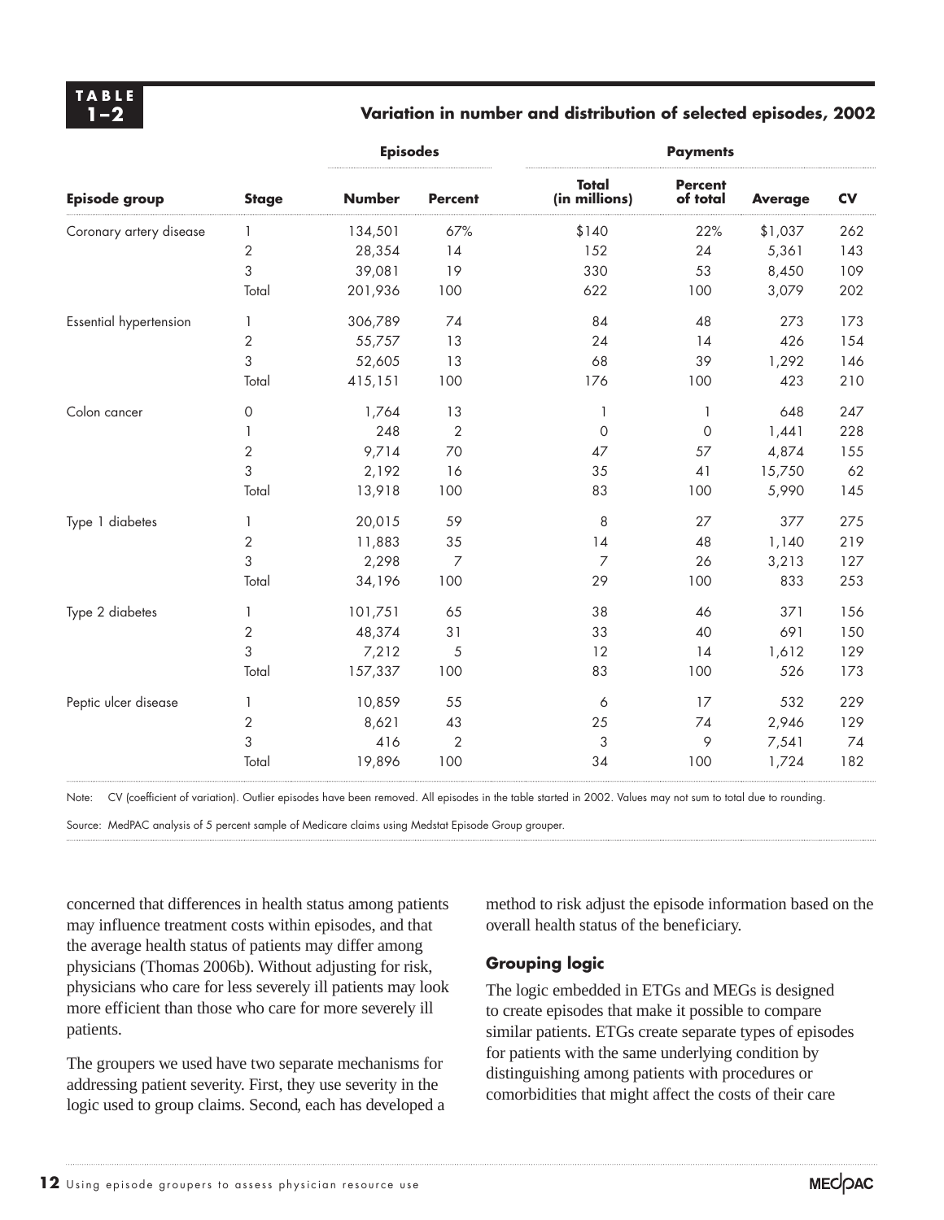**TABLE 1–2**

**Variation in number and distribution of selected episodes, 2002**

| | | Episodes | | Payments | | | |
|---|---|---|---|---|---|---|---|
| **Episode group** | **Stage** | **Number** | **Percent** | **Total (in millions)** | **Percent of total** | **Average** | **CV** |
| Coronary artery disease | 1 | 134,501 | 67% | $140 | 22% | $1,037 | 262 |
| | 2 | 28,354 | 14 | 152 | 24 | 5,361 | 143 |
| | 3 | 39,081 | 19 | 330 | 53 | 8,450 | 109 |
| | Total | 201,936 | 100 | 622 | 100 | 3,079 | 202 |
| Essential hypertension | 1 | 306,789 | 74 | 84 | 48 | 273 | 173 |
| | 2 | 55,757 | 13 | 24 | 14 | 426 | 154 |
| | 3 | 52,605 | 13 | 68 | 39 | 1,292 | 146 |
| | Total | 415,151 | 100 | 176 | 100 | 423 | 210 |
| Colon cancer | 0 | 1,764 | 13 | 1 | 1 | 648 | 247 |
| | 1 | 248 | 2 | 0 | 0 | 1,441 | 228 |
| | 2 | 9,714 | 70 | 47 | 57 | 4,874 | 155 |
| | 3 | 2,192 | 16 | 35 | 41 | 15,750 | 62 |
| | Total | 13,918 | 100 | 83 | 100 | 5,990 | 145 |
| Type 1 diabetes | 1 | 20,015 | 59 | 8 | 27 | 377 | 275 |
| | 2 | 11,883 | 35 | 14 | 48 | 1,140 | 219 |
| | 3 | 2,298 | 7 | 7 | 26 | 3,213 | 127 |
| | Total | 34,196 | 100 | 29 | 100 | 833 | 253 |
| Type 2 diabetes | 1 | 101,751 | 65 | 38 | 46 | 371 | 156 |
| | 2 | 48,374 | 31 | 33 | 40 | 691 | 150 |
| | 3 | 7,212 | 5 | 12 | 14 | 1,612 | 129 |
| | Total | 157,337 | 100 | 83 | 100 | 526 | 173 |
| Peptic ulcer disease | 1 | 10,859 | 55 | 6 | 17 | 532 | 229 |
| | 2 | 8,621 | 43 | 25 | 74 | 2,946 | 129 |
| | 3 | 416 | 2 | 3 | 9 | 7,541 | 74 |
| | Total | 19,896 | 100 | 34 | 100 | 1,724 | 182 |

Note: CV (coefficient of variation). Outlier episodes have been removed. All episodes in the table started in 2002. Values may not sum to total due to rounding.

Source: MedPAC analysis of 5 percent sample of Medicare claims using Medstat Episode Group grouper.

concerned that differences in health status among patients may influence treatment costs within episodes, and that the average health status of patients may differ among physicians (Thomas 2006b). Without adjusting for risk, physicians who care for less severely ill patients may look more efficient than those who care for more severely ill patients.

The groupers we used have two separate mechanisms for addressing patient severity. First, they use severity in the logic used to group claims. Second, each has developed a method to risk adjust the episode information based on the overall health status of the beneficiary.

### Grouping logic

The logic embedded in ETGs and MEGs is designed to create episodes that make it possible to compare similar patients. ETGs create separate types of episodes for patients with the same underlying condition by distinguishing among patients with procedures or comorbidities that might affect the costs of their care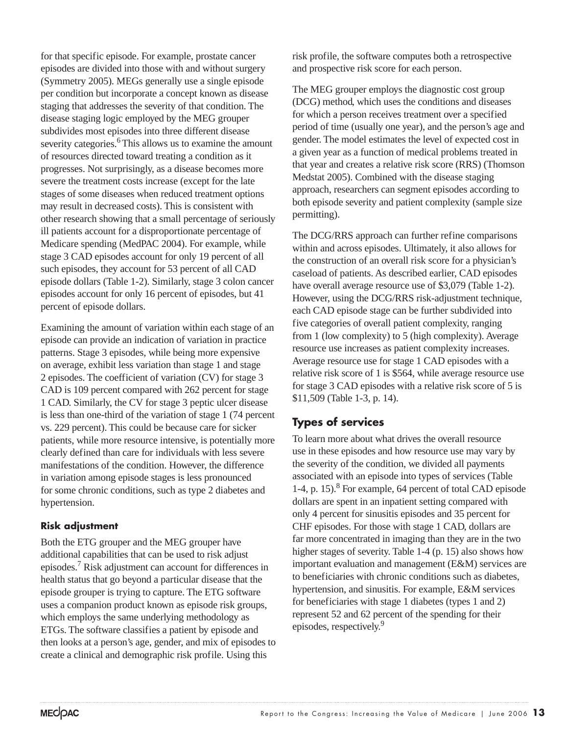for that specific episode. For example, prostate cancer episodes are divided into those with and without surgery (Symmetry 2005). MEGs generally use a single episode per condition but incorporate a concept known as disease staging that addresses the severity of that condition. The disease staging logic employed by the MEG grouper subdivides most episodes into three different disease severity categories.[6] This allows us to examine the amount of resources directed toward treating a condition as it progresses. Not surprisingly, as a disease becomes more severe the treatment costs increase (except for the late stages of some diseases when reduced treatment options may result in decreased costs). This is consistent with other research showing that a small percentage of seriously ill patients account for a disproportionate percentage of Medicare spending (MedPAC 2004). For example, while stage 3 CAD episodes account for only 19 percent of all such episodes, they account for 53 percent of all CAD episode dollars (Table 1-2). Similarly, stage 3 colon cancer episodes account for only 16 percent of episodes, but 41 percent of episode dollars.

Examining the amount of variation within each stage of an episode can provide an indication of variation in practice patterns. Stage 3 episodes, while being more expensive on average, exhibit less variation than stage 1 and stage 2 episodes. The coefficient of variation (CV) for stage 3 CAD is 109 percent compared with 262 percent for stage 1 CAD. Similarly, the CV for stage 3 peptic ulcer disease is less than one-third of the variation of stage 1 (74 percent vs. 229 percent). This could be because care for sicker patients, while more resource intensive, is potentially more clearly defined than care for individuals with less severe manifestations of the condition. However, the difference in variation among episode stages is less pronounced for some chronic conditions, such as type 2 diabetes and hypertension.

#### Risk adjustment

Both the ETG grouper and the MEG grouper have additional capabilities that can be used to risk adjust episodes.[7] Risk adjustment can account for differences in health status that go beyond a particular disease that the episode grouper is trying to capture. The ETG software uses a companion product known as episode risk groups, which employs the same underlying methodology as ETGs. The software classifies a patient by episode and then looks at a person's age, gender, and mix of episodes to create a clinical and demographic risk profile. Using this risk profile, the software computes both a retrospective and prospective risk score for each person.

The MEG grouper employs the diagnostic cost group (DCG) method, which uses the conditions and diseases for which a person receives treatment over a specified period of time (usually one year), and the person's age and gender. The model estimates the level of expected cost in a given year as a function of medical problems treated in that year and creates a relative risk score (RRS) (Thomson Medstat 2005). Combined with the disease staging approach, researchers can segment episodes according to both episode severity and patient complexity (sample size permitting).

The DCG/RRS approach can further refine comparisons within and across episodes. Ultimately, it also allows for the construction of an overall risk score for a physician's caseload of patients. As described earlier, CAD episodes have overall average resource use of $3,079 (Table 1-2). However, using the DCG/RRS risk-adjustment technique, each CAD episode stage can be further subdivided into five categories of overall patient complexity, ranging from 1 (low complexity) to 5 (high complexity). Average resource use increases as patient complexity increases. Average resource use for stage 1 CAD episodes with a relative risk score of 1 is $564, while average resource use for stage 3 CAD episodes with a relative risk score of 5 is $11,509 (Table 1-3, p. 14).

### Types of services

To learn more about what drives the overall resource use in these episodes and how resource use may vary by the severity of the condition, we divided all payments associated with an episode into types of services (Table 1-4, p. 15).[8] For example, 64 percent of total CAD episode dollars are spent in an inpatient setting compared with only 4 percent for sinusitis episodes and 35 percent for CHF episodes. For those with stage 1 CAD, dollars are far more concentrated in imaging than they are in the two higher stages of severity. Table 1-4 (p. 15) also shows how important evaluation and management (E&M) services are to beneficiaries with chronic conditions such as diabetes, hypertension, and sinusitis. For example, E&M services for beneficiaries with stage 1 diabetes (types 1 and 2) represent 52 and 62 percent of the spending for their episodes, respectively.[9]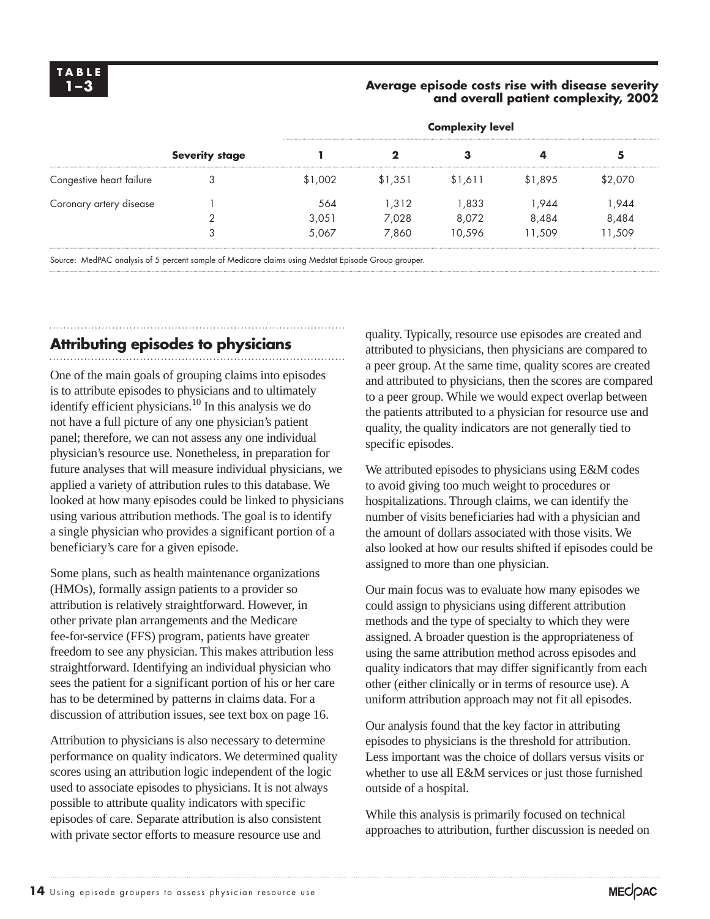**TABLE 1–3**

**Average episode costs rise with disease severity and overall patient complexity, 2002**

| | **Severity stage** | **Complexity level** | | | | |
|---|---|---|---|---|---|---|
| | | **1** | **2** | **3** | **4** | **5** |
| Congestive heart failure | 3 | $1,002 | $1,351 | $1,611 | $1,895 | $2,070 |
| Coronary artery disease | 1 | 564 | 1,312 | 1,833 | 1,944 | 1,944 |
| | 2 | 3,051 | 7,028 | 8,072 | 8,484 | 8,484 |
| | 3 | 5,067 | 7,860 | 10,596 | 11,509 | 11,509 |

Source: MedPAC analysis of 5 percent sample of Medicare claims using Medstat Episode Group grouper.

## Attributing episodes to physicians

One of the main goals of grouping claims into episodes is to attribute episodes to physicians and to ultimately identify efficient physicians.[10] In this analysis we do not have a full picture of any one physician's patient panel; therefore, we can not assess any one individual physician's resource use. Nonetheless, in preparation for future analyses that will measure individual physicians, we applied a variety of attribution rules to this database. We looked at how many episodes could be linked to physicians using various attribution methods. The goal is to identify a single physician who provides a significant portion of a beneficiary's care for a given episode.

Some plans, such as health maintenance organizations (HMOs), formally assign patients to a provider so attribution is relatively straightforward. However, in other private plan arrangements and the Medicare fee-for-service (FFS) program, patients have greater freedom to see any physician. This makes attribution less straightforward. Identifying an individual physician who sees the patient for a significant portion of his or her care has to be determined by patterns in claims data. For a discussion of attribution issues, see text box on page 16.

Attribution to physicians is also necessary to determine performance on quality indicators. We determined quality scores using an attribution logic independent of the logic used to associate episodes to physicians. It is not always possible to attribute quality indicators with specific episodes of care. Separate attribution is also consistent with private sector efforts to measure resource use and quality. Typically, resource use episodes are created and attributed to physicians, then physicians are compared to a peer group. At the same time, quality scores are created and attributed to physicians, then the scores are compared to a peer group. While we would expect overlap between the patients attributed to a physician for resource use and quality, the quality indicators are not generally tied to specific episodes.

We attributed episodes to physicians using E&M codes to avoid giving too much weight to procedures or hospitalizations. Through claims, we can identify the number of visits beneficiaries had with a physician and the amount of dollars associated with those visits. We also looked at how our results shifted if episodes could be assigned to more than one physician.

Our main focus was to evaluate how many episodes we could assign to physicians using different attribution methods and the type of specialty to which they were assigned. A broader question is the appropriateness of using the same attribution method across episodes and quality indicators that may differ significantly from each other (either clinically or in terms of resource use). A uniform attribution approach may not fit all episodes.

Our analysis found that the key factor in attributing episodes to physicians is the threshold for attribution. Less important was the choice of dollars versus visits or whether to use all E&M services or just those furnished outside of a hospital.

While this analysis is primarily focused on technical approaches to attribution, further discussion is needed on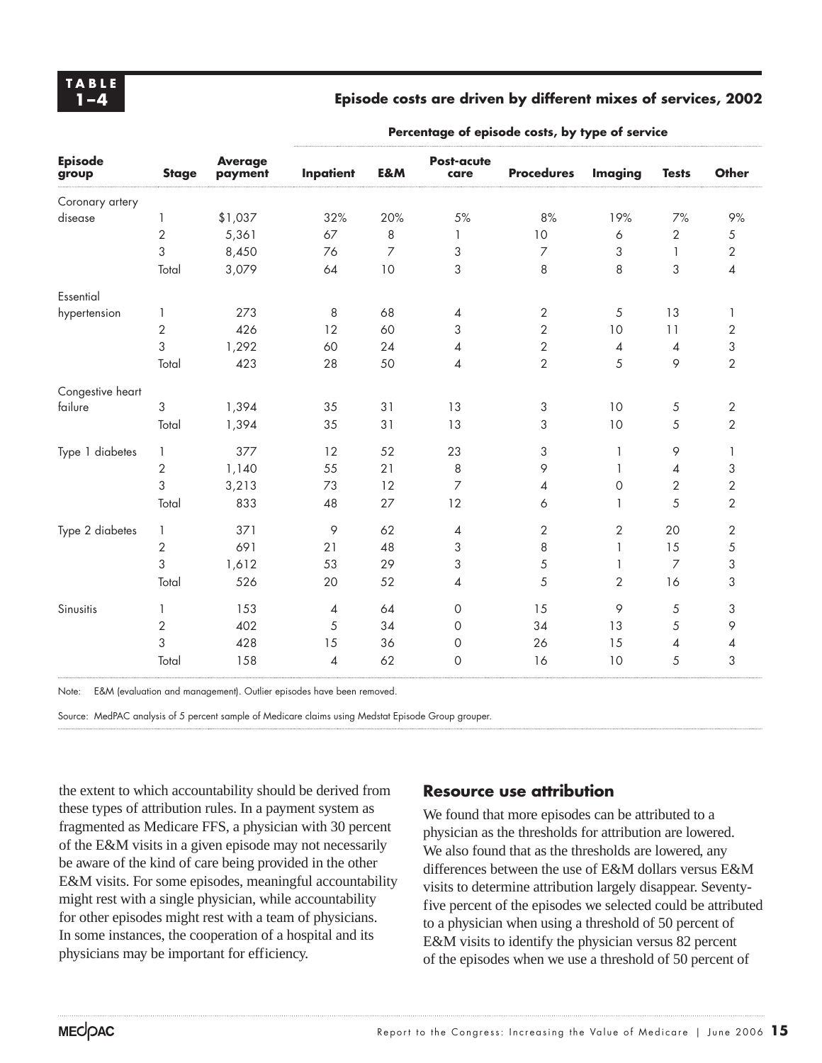**TABLE 1–4**

**Episode costs are driven by different mixes of services, 2002**

| Episode group | Stage | Average payment | Percentage of episode costs, by type of service | | | | | | |
|---|---|---|---|---|---|---|---|---|---|
| | | | Inpatient | E&M | Post-acute care | Procedures | Imaging | Tests | Other |
| Coronary artery disease | 1 | $1,037 | 32% | 20% | 5% | 8% | 19% | 7% | 9% |
| | 2 | 5,361 | 67 | 8 | 1 | 10 | 6 | 2 | 5 |
| | 3 | 8,450 | 76 | 7 | 3 | 7 | 3 | 1 | 2 |
| | Total | 3,079 | 64 | 10 | 3 | 8 | 8 | 3 | 4 |
| Essential hypertension | 1 | 273 | 8 | 68 | 4 | 2 | 5 | 13 | 1 |
| | 2 | 426 | 12 | 60 | 3 | 2 | 10 | 11 | 2 |
| | 3 | 1,292 | 60 | 24 | 4 | 2 | 4 | 4 | 3 |
| | Total | 423 | 28 | 50 | 4 | 2 | 5 | 9 | 2 |
| Congestive heart failure | 3 | 1,394 | 35 | 31 | 13 | 3 | 10 | 5 | 2 |
| | Total | 1,394 | 35 | 31 | 13 | 3 | 10 | 5 | 2 |
| Type 1 diabetes | 1 | 377 | 12 | 52 | 23 | 3 | 1 | 9 | 1 |
| | 2 | 1,140 | 55 | 21 | 8 | 9 | 1 | 4 | 3 |
| | 3 | 3,213 | 73 | 12 | 7 | 4 | 0 | 2 | 2 |
| | Total | 833 | 48 | 27 | 12 | 6 | 1 | 5 | 2 |
| Type 2 diabetes | 1 | 371 | 9 | 62 | 4 | 2 | 2 | 20 | 2 |
| | 2 | 691 | 21 | 48 | 3 | 8 | 1 | 15 | 5 |
| | 3 | 1,612 | 53 | 29 | 3 | 5 | 1 | 7 | 3 |
| | Total | 526 | 20 | 52 | 4 | 5 | 2 | 16 | 3 |
| Sinusitis | 1 | 153 | 4 | 64 | 0 | 15 | 9 | 5 | 3 |
| | 2 | 402 | 5 | 34 | 0 | 34 | 13 | 5 | 9 |
| | 3 | 428 | 15 | 36 | 0 | 26 | 15 | 4 | 4 |
| | Total | 158 | 4 | 62 | 0 | 16 | 10 | 5 | 3 |

Note: E&M (evaluation and management). Outlier episodes have been removed.

Source: MedPAC analysis of 5 percent sample of Medicare claims using Medstat Episode Group grouper.

the extent to which accountability should be derived from these types of attribution rules. In a payment system as fragmented as Medicare FFS, a physician with 30 percent of the E&M visits in a given episode may not necessarily be aware of the kind of care being provided in the other E&M visits. For some episodes, meaningful accountability might rest with a single physician, while accountability for other episodes might rest with a team of physicians. In some instances, the cooperation of a hospital and its physicians may be important for efficiency.

## Resource use attribution

We found that more episodes can be attributed to a physician as the thresholds for attribution are lowered. We also found that as the thresholds are lowered, any differences between the use of E&M dollars versus E&M visits to determine attribution largely disappear. Seventy-five percent of the episodes we selected could be attributed to a physician when using a threshold of 50 percent of E&M visits to identify the physician versus 82 percent of the episodes when we use a threshold of 50 percent of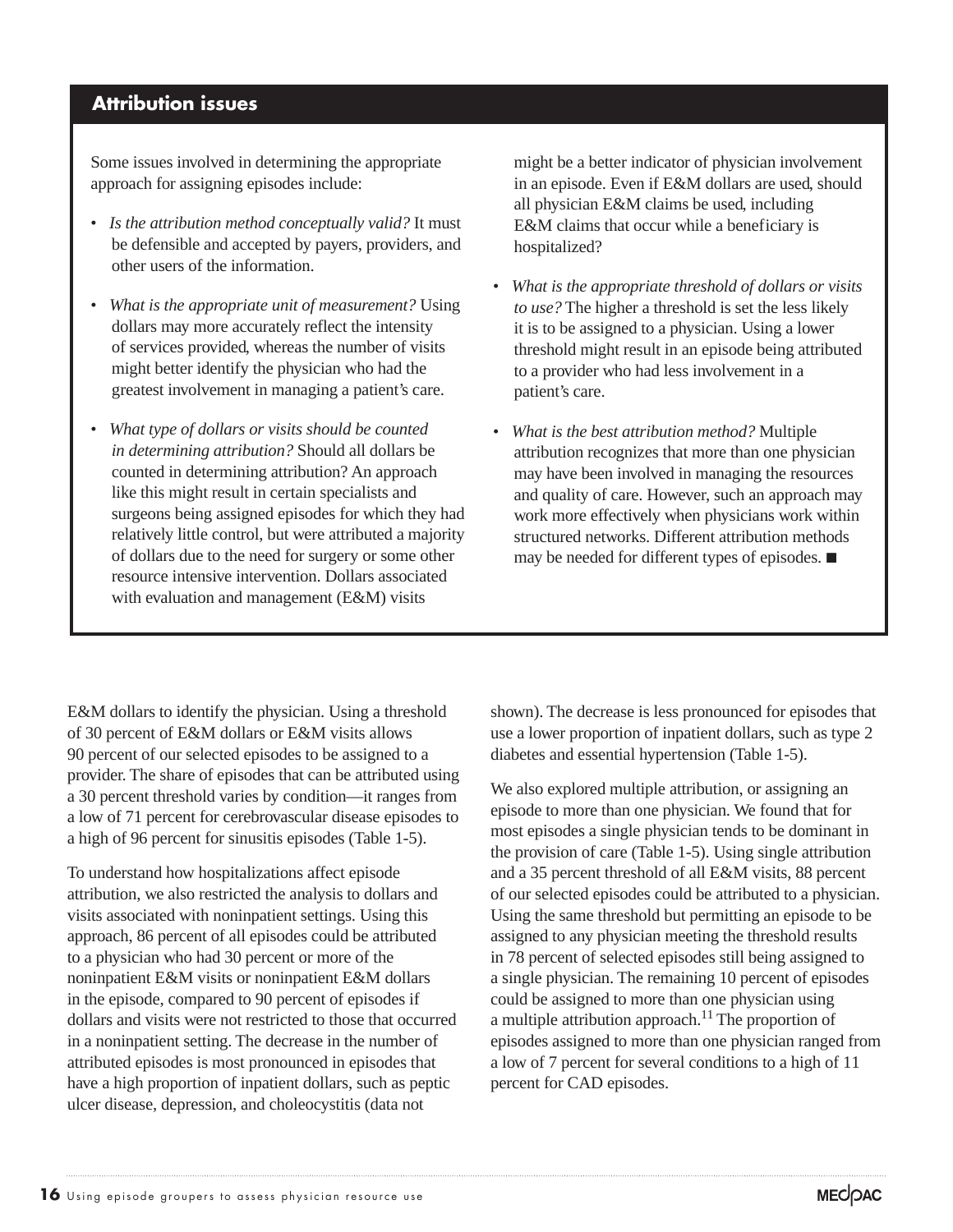## Attribution issues

Some issues involved in determining the appropriate approach for assigning episodes include:

- *Is the attribution method conceptually valid?* It must be defensible and accepted by payers, providers, and other users of the information.
- *What is the appropriate unit of measurement?* Using dollars may more accurately reflect the intensity of services provided, whereas the number of visits might better identify the physician who had the greatest involvement in managing a patient's care.
- *What type of dollars or visits should be counted in determining attribution?* Should all dollars be counted in determining attribution? An approach like this might result in certain specialists and surgeons being assigned episodes for which they had relatively little control, but were attributed a majority of dollars due to the need for surgery or some other resource intensive intervention. Dollars associated with evaluation and management (E&M) visits might be a better indicator of physician involvement in an episode. Even if E&M dollars are used, should all physician E&M claims be used, including E&M claims that occur while a beneficiary is hospitalized?
- *What is the appropriate threshold of dollars or visits to use?* The higher a threshold is set the less likely it is to be assigned to a physician. Using a lower threshold might result in an episode being attributed to a provider who had less involvement in a patient's care.
- *What is the best attribution method?* Multiple attribution recognizes that more than one physician may have been involved in managing the resources and quality of care. However, such an approach may work more effectively when physicians work within structured networks. Different attribution methods may be needed for different types of episodes. ■

E&M dollars to identify the physician. Using a threshold of 30 percent of E&M dollars or E&M visits allows 90 percent of our selected episodes to be assigned to a provider. The share of episodes that can be attributed using a 30 percent threshold varies by condition—it ranges from a low of 71 percent for cerebrovascular disease episodes to a high of 96 percent for sinusitis episodes (Table 1-5).

To understand how hospitalizations affect episode attribution, we also restricted the analysis to dollars and visits associated with noninpatient settings. Using this approach, 86 percent of all episodes could be attributed to a physician who had 30 percent or more of the noninpatient E&M visits or noninpatient E&M dollars in the episode, compared to 90 percent of episodes if dollars and visits were not restricted to those that occurred in a noninpatient setting. The decrease in the number of attributed episodes is most pronounced in episodes that have a high proportion of inpatient dollars, such as peptic ulcer disease, depression, and choleocystitis (data not shown). The decrease is less pronounced for episodes that use a lower proportion of inpatient dollars, such as type 2 diabetes and essential hypertension (Table 1-5).

We also explored multiple attribution, or assigning an episode to more than one physician. We found that for most episodes a single physician tends to be dominant in the provision of care (Table 1-5). Using single attribution and a 35 percent threshold of all E&M visits, 88 percent of our selected episodes could be attributed to a physician. Using the same threshold but permitting an episode to be assigned to any physician meeting the threshold results in 78 percent of selected episodes still being assigned to a single physician. The remaining 10 percent of episodes could be assigned to more than one physician using a multiple attribution approach.[11] The proportion of episodes assigned to more than one physician ranged from a low of 7 percent for several conditions to a high of 11 percent for CAD episodes.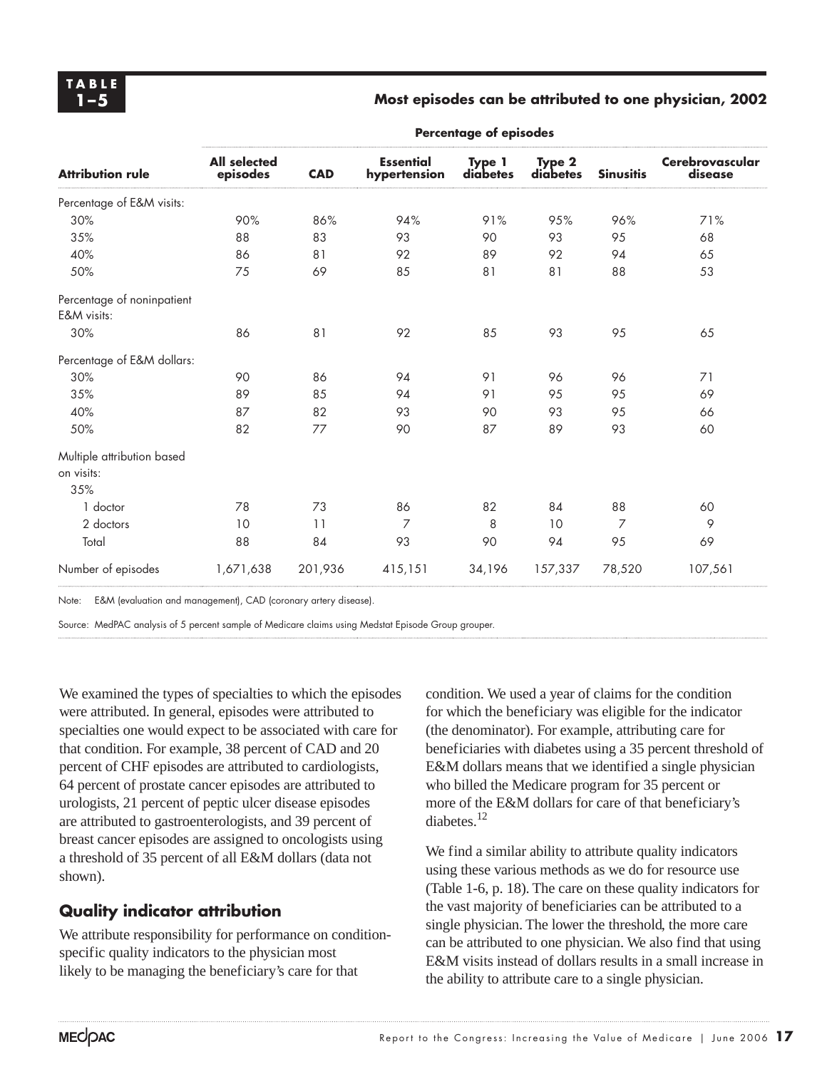**TABLE 1–5**

**Most episodes can be attributed to one physician, 2002**

| | Percentage of episodes | | | | | | |
|---|---|---|---|---|---|---|---|
| **Attribution rule** | **All selected episodes** | **CAD** | **Essential hypertension** | **Type 1 diabetes** | **Type 2 diabetes** | **Sinusitis** | **Cerebrovascular disease** |
| Percentage of E&M visits: | | | | | | | |
| 30% | 90% | 86% | 94% | 91% | 95% | 96% | 71% |
| 35% | 88 | 83 | 93 | 90 | 93 | 95 | 68 |
| 40% | 86 | 81 | 92 | 89 | 92 | 94 | 65 |
| 50% | 75 | 69 | 85 | 81 | 81 | 88 | 53 |
| Percentage of noninpatient E&M visits: | | | | | | | |
| 30% | 86 | 81 | 92 | 85 | 93 | 95 | 65 |
| Percentage of E&M dollars: | | | | | | | |
| 30% | 90 | 86 | 94 | 91 | 96 | 96 | 71 |
| 35% | 89 | 85 | 94 | 91 | 95 | 95 | 69 |
| 40% | 87 | 82 | 93 | 90 | 93 | 95 | 66 |
| 50% | 82 | 77 | 90 | 87 | 89 | 93 | 60 |
| Multiple attribution based on visits: | | | | | | | |
| 35% | | | | | | | |
| 1 doctor | 78 | 73 | 86 | 82 | 84 | 88 | 60 |
| 2 doctors | 10 | 11 | 7 | 8 | 10 | 7 | 9 |
| Total | 88 | 84 | 93 | 90 | 94 | 95 | 69 |
| Number of episodes | 1,671,638 | 201,936 | 415,151 | 34,196 | 157,337 | 78,520 | 107,561 |

Note: E&M (evaluation and management), CAD (coronary artery disease).

Source: MedPAC analysis of 5 percent sample of Medicare claims using Medstat Episode Group grouper.

We examined the types of specialties to which the episodes were attributed. In general, episodes were attributed to specialties one would expect to be associated with care for that condition. For example, 38 percent of CAD and 20 percent of CHF episodes are attributed to cardiologists, 64 percent of prostate cancer episodes are attributed to urologists, 21 percent of peptic ulcer disease episodes are attributed to gastroenterologists, and 39 percent of breast cancer episodes are assigned to oncologists using a threshold of 35 percent of all E&M dollars (data not shown).

## Quality indicator attribution

We attribute responsibility for performance on condition-specific quality indicators to the physician most likely to be managing the beneficiary's care for that condition. We used a year of claims for the condition for which the beneficiary was eligible for the indicator (the denominator). For example, attributing care for beneficiaries with diabetes using a 35 percent threshold of E&M dollars means that we identified a single physician who billed the Medicare program for 35 percent or more of the E&M dollars for care of that beneficiary's diabetes.[12]

We find a similar ability to attribute quality indicators using these various methods as we do for resource use (Table 1-6, p. 18). The care on these quality indicators for the vast majority of beneficiaries can be attributed to a single physician. The lower the threshold, the more care can be attributed to one physician. We also find that using E&M visits instead of dollars results in a small increase in the ability to attribute care to a single physician.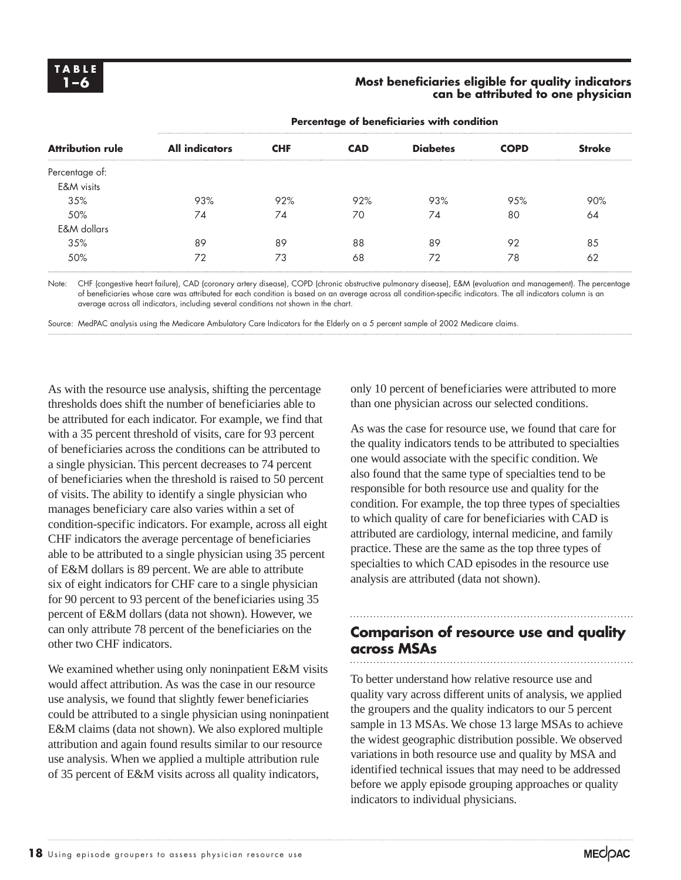**TABLE 1–6**

**Most beneficiaries eligible for quality indicators can be attributed to one physician**

| | Percentage of beneficiaries with condition | | | | | |
|---|---|---|---|---|---|---|
| **Attribution rule** | **All indicators** | **CHF** | **CAD** | **Diabetes** | **COPD** | **Stroke** |
| Percentage of: | | | | | | |
| E&M visits | | | | | | |
| 35% | 93% | 92% | 92% | 93% | 95% | 90% |
| 50% | 74 | 74 | 70 | 74 | 80 | 64 |
| E&M dollars | | | | | | |
| 35% | 89 | 89 | 88 | 89 | 92 | 85 |
| 50% | 72 | 73 | 68 | 72 | 78 | 62 |

Note: CHF (congestive heart failure), CAD (coronary artery disease), COPD (chronic obstructive pulmonary disease), E&M (evaluation and management). The percentage of beneficiaries whose care was attributed for each condition is based on an average across all condition-specific indicators. The all indicators column is an average across all indicators, including several conditions not shown in the chart.

Source: MedPAC analysis using the Medicare Ambulatory Care Indicators for the Elderly on a 5 percent sample of 2002 Medicare claims.

As with the resource use analysis, shifting the percentage thresholds does shift the number of beneficiaries able to be attributed for each indicator. For example, we find that with a 35 percent threshold of visits, care for 93 percent of beneficiaries across the conditions can be attributed to a single physician. This percent decreases to 74 percent of beneficiaries when the threshold is raised to 50 percent of visits. The ability to identify a single physician who manages beneficiary care also varies within a set of condition-specific indicators. For example, across all eight CHF indicators the average percentage of beneficiaries able to be attributed to a single physician using 35 percent of E&M dollars is 89 percent. We are able to attribute six of eight indicators for CHF care to a single physician for 90 percent to 93 percent of the beneficiaries using 35 percent of E&M dollars (data not shown). However, we can only attribute 78 percent of the beneficiaries on the other two CHF indicators.

We examined whether using only noninpatient E&M visits would affect attribution. As was the case in our resource use analysis, we found that slightly fewer beneficiaries could be attributed to a single physician using noninpatient E&M claims (data not shown). We also explored multiple attribution and again found results similar to our resource use analysis. When we applied a multiple attribution rule of 35 percent of E&M visits across all quality indicators, only 10 percent of beneficiaries were attributed to more than one physician across our selected conditions.

As was the case for resource use, we found that care for the quality indicators tends to be attributed to specialties one would associate with the specific condition. We also found that the same type of specialties tend to be responsible for both resource use and quality for the condition. For example, the top three types of specialties to which quality of care for beneficiaries with CAD is attributed are cardiology, internal medicine, and family practice. These are the same as the top three types of specialties to which CAD episodes in the resource use analysis are attributed (data not shown).

## Comparison of resource use and quality across MSAs

To better understand how relative resource use and quality vary across different units of analysis, we applied the groupers and the quality indicators to our 5 percent sample in 13 MSAs. We chose 13 large MSAs to achieve the widest geographic distribution possible. We observed variations in both resource use and quality by MSA and identified technical issues that may need to be addressed before we apply episode grouping approaches or quality indicators to individual physicians.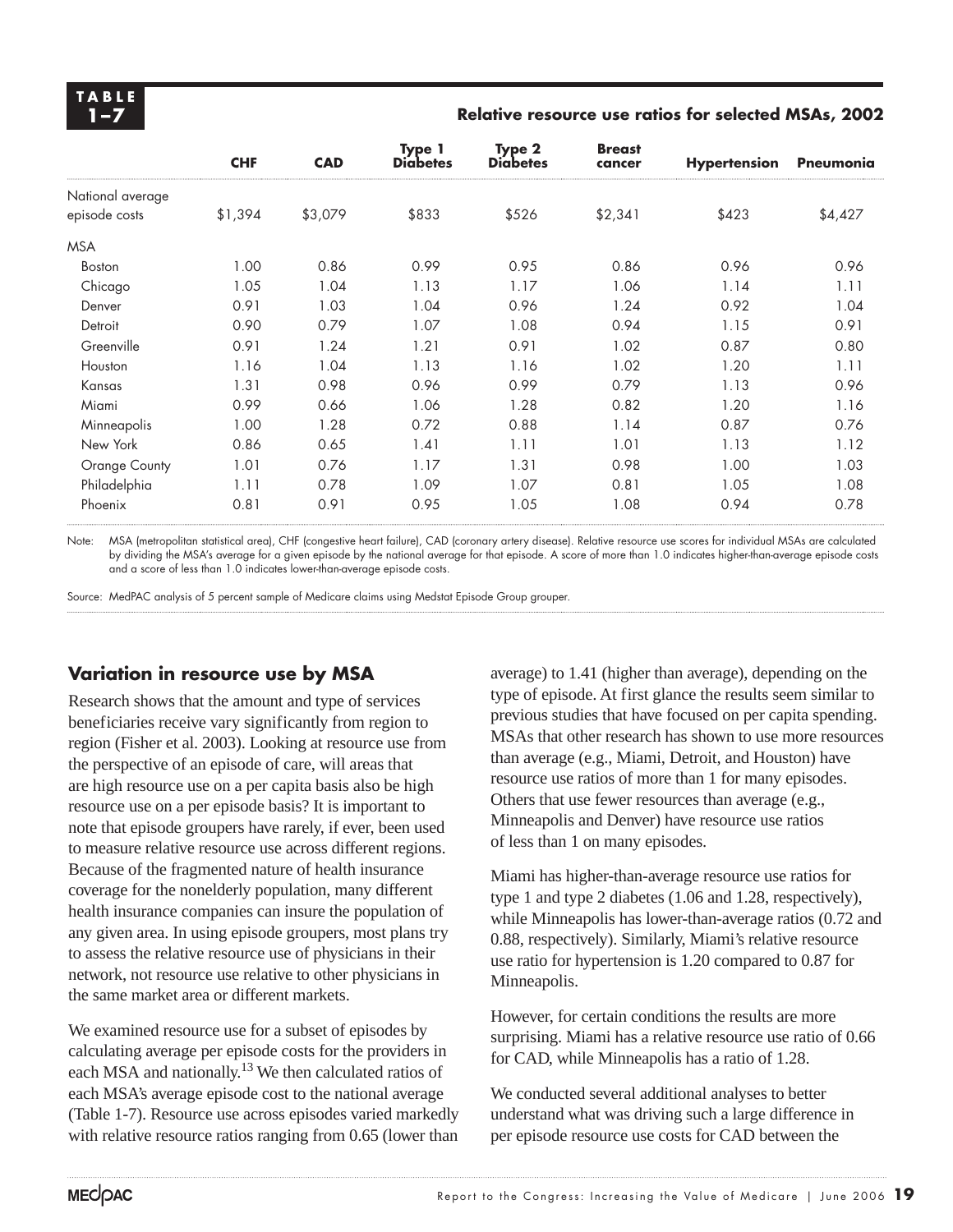**TABLE 1–7**

**Relative resource use ratios for selected MSAs, 2002**

| | CHF | CAD | Type 1 Diabetes | Type 2 Diabetes | Breast cancer | Hypertension | Pneumonia |
|---|---|---|---|---|---|---|---|
| National average episode costs | $1,394 | $3,079 | $833 | $526 | $2,341 | $423 | $4,427 |
| MSA | | | | | | | |
| Boston | 1.00 | 0.86 | 0.99 | 0.95 | 0.86 | 0.96 | 0.96 |
| Chicago | 1.05 | 1.04 | 1.13 | 1.17 | 1.06 | 1.14 | 1.11 |
| Denver | 0.91 | 1.03 | 1.04 | 0.96 | 1.24 | 0.92 | 1.04 |
| Detroit | 0.90 | 0.79 | 1.07 | 1.08 | 0.94 | 1.15 | 0.91 |
| Greenville | 0.91 | 1.24 | 1.21 | 0.91 | 1.02 | 0.87 | 0.80 |
| Houston | 1.16 | 1.04 | 1.13 | 1.16 | 1.02 | 1.20 | 1.11 |
| Kansas | 1.31 | 0.98 | 0.96 | 0.99 | 0.79 | 1.13 | 0.96 |
| Miami | 0.99 | 0.66 | 1.06 | 1.28 | 0.82 | 1.20 | 1.16 |
| Minneapolis | 1.00 | 1.28 | 0.72 | 0.88 | 1.14 | 0.87 | 0.76 |
| New York | 0.86 | 0.65 | 1.41 | 1.11 | 1.01 | 1.13 | 1.12 |
| Orange County | 1.01 | 0.76 | 1.17 | 1.31 | 0.98 | 1.00 | 1.03 |
| Philadelphia | 1.11 | 0.78 | 1.09 | 1.07 | 0.81 | 1.05 | 1.08 |
| Phoenix | 0.81 | 0.91 | 0.95 | 1.05 | 1.08 | 0.94 | 0.78 |

Note: MSA (metropolitan statistical area), CHF (congestive heart failure), CAD (coronary artery disease). Relative resource use scores for individual MSAs are calculated by dividing the MSA's average for a given episode by the national average for that episode. A score of more than 1.0 indicates higher-than-average episode costs and a score of less than 1.0 indicates lower-than-average episode costs.

Source: MedPAC analysis of 5 percent sample of Medicare claims using Medstat Episode Group grouper.

## Variation in resource use by MSA

Research shows that the amount and type of services beneficiaries receive vary significantly from region to region (Fisher et al. 2003). Looking at resource use from the perspective of an episode of care, will areas that are high resource use on a per capita basis also be high resource use on a per episode basis? It is important to note that episode groupers have rarely, if ever, been used to measure relative resource use across different regions. Because of the fragmented nature of health insurance coverage for the nonelderly population, many different health insurance companies can insure the population of any given area. In using episode groupers, most plans try to assess the relative resource use of physicians in their network, not resource use relative to other physicians in the same market area or different markets.

We examined resource use for a subset of episodes by calculating average per episode costs for the providers in each MSA and nationally.[13] We then calculated ratios of each MSA's average episode cost to the national average (Table 1-7). Resource use across episodes varied markedly with relative resource ratios ranging from 0.65 (lower than average) to 1.41 (higher than average), depending on the type of episode. At first glance the results seem similar to previous studies that have focused on per capita spending. MSAs that other research has shown to use more resources than average (e.g., Miami, Detroit, and Houston) have resource use ratios of more than 1 for many episodes. Others that use fewer resources than average (e.g., Minneapolis and Denver) have resource use ratios of less than 1 on many episodes.

Miami has higher-than-average resource use ratios for type 1 and type 2 diabetes (1.06 and 1.28, respectively), while Minneapolis has lower-than-average ratios (0.72 and 0.88, respectively). Similarly, Miami's relative resource use ratio for hypertension is 1.20 compared to 0.87 for Minneapolis.

However, for certain conditions the results are more surprising. Miami has a relative resource use ratio of 0.66 for CAD, while Minneapolis has a ratio of 1.28.

We conducted several additional analyses to better understand what was driving such a large difference in per episode resource use costs for CAD between the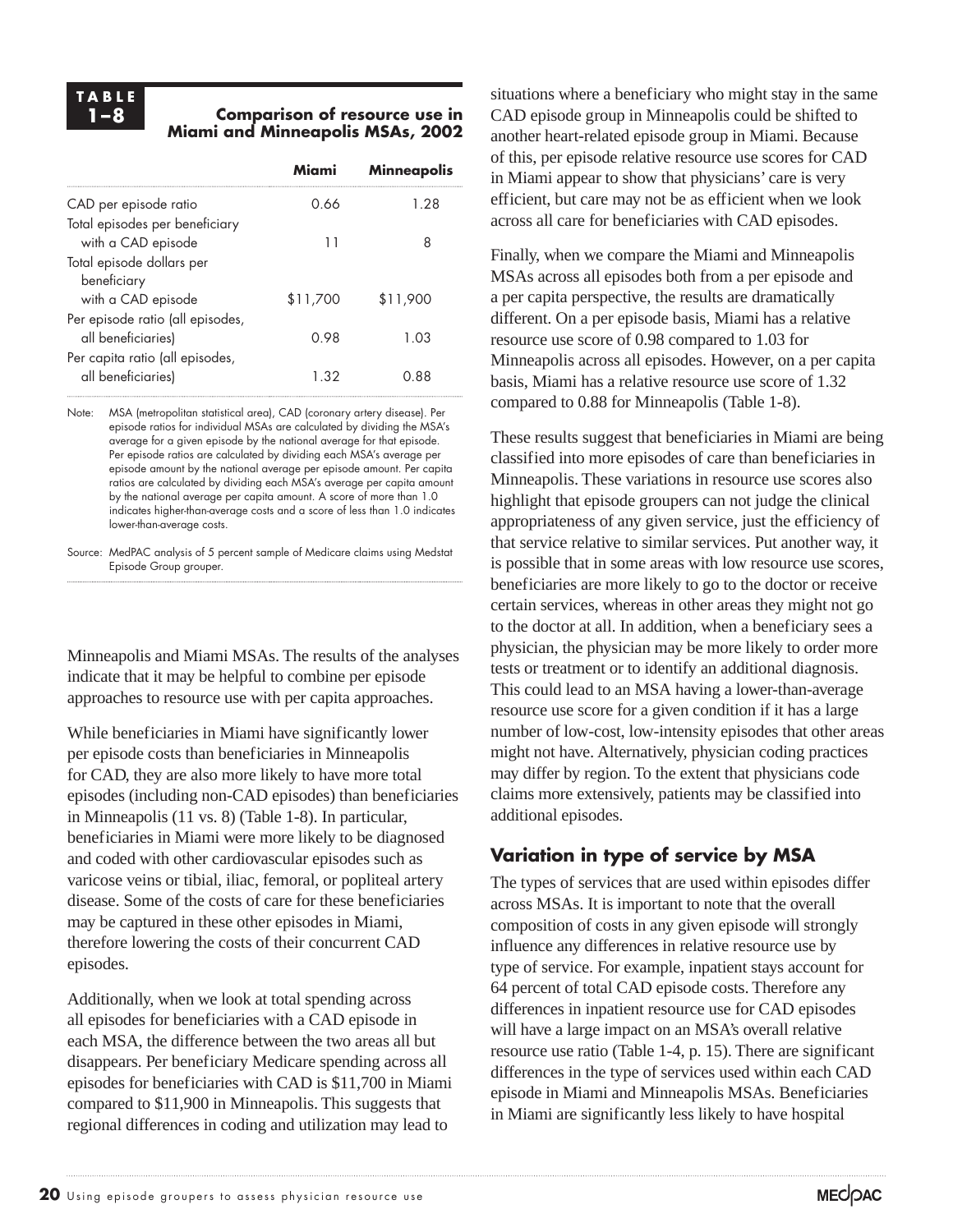**TABLE 1–8**

**Comparison of resource use in Miami and Minneapolis MSAs, 2002**

| | Miami | Minneapolis |
|---|---|---|
| CAD per episode ratio | 0.66 | 1.28 |
| Total episodes per beneficiary with a CAD episode | 11 | 8 |
| Total episode dollars per beneficiary with a CAD episode | $11,700 | $11,900 |
| Per episode ratio (all episodes, all beneficiaries) | 0.98 | 1.03 |
| Per capita ratio (all episodes, all beneficiaries) | 1.32 | 0.88 |

Note: MSA (metropolitan statistical area), CAD (coronary artery disease). Per episode ratios for individual MSAs are calculated by dividing the MSA's average for a given episode by the national average for that episode. Per episode ratios are calculated by dividing each MSA's average per episode amount by the national average per episode amount. Per capita ratios are calculated by dividing each MSA's average per capita amount by the national average per capita amount. A score of more than 1.0 indicates higher-than-average costs and a score of less than 1.0 indicates lower-than-average costs.

Source: MedPAC analysis of 5 percent sample of Medicare claims using Medstat Episode Group grouper.

Minneapolis and Miami MSAs. The results of the analyses indicate that it may be helpful to combine per episode approaches to resource use with per capita approaches.

While beneficiaries in Miami have significantly lower per episode costs than beneficiaries in Minneapolis for CAD, they are also more likely to have more total episodes (including non-CAD episodes) than beneficiaries in Minneapolis (11 vs. 8) (Table 1-8). In particular, beneficiaries in Miami were more likely to be diagnosed and coded with other cardiovascular episodes such as varicose veins or tibial, iliac, femoral, or popliteal artery disease. Some of the costs of care for these beneficiaries may be captured in these other episodes in Miami, therefore lowering the costs of their concurrent CAD episodes.

Additionally, when we look at total spending across all episodes for beneficiaries with a CAD episode in each MSA, the difference between the two areas all but disappears. Per beneficiary Medicare spending across all episodes for beneficiaries with CAD is $11,700 in Miami compared to $11,900 in Minneapolis. This suggests that regional differences in coding and utilization may lead to situations where a beneficiary who might stay in the same CAD episode group in Minneapolis could be shifted to another heart-related episode group in Miami. Because of this, per episode relative resource use scores for CAD in Miami appear to show that physicians' care is very efficient, but care may not be as efficient when we look across all care for beneficiaries with CAD episodes.

Finally, when we compare the Miami and Minneapolis MSAs across all episodes both from a per episode and a per capita perspective, the results are dramatically different. On a per episode basis, Miami has a relative resource use score of 0.98 compared to 1.03 for Minneapolis across all episodes. However, on a per capita basis, Miami has a relative resource use score of 1.32 compared to 0.88 for Minneapolis (Table 1-8).

These results suggest that beneficiaries in Miami are being classified into more episodes of care than beneficiaries in Minneapolis. These variations in resource use scores also highlight that episode groupers can not judge the clinical appropriateness of any given service, just the efficiency of that service relative to similar services. Put another way, it is possible that in some areas with low resource use scores, beneficiaries are more likely to go to the doctor or receive certain services, whereas in other areas they might not go to the doctor at all. In addition, when a beneficiary sees a physician, the physician may be more likely to order more tests or treatment or to identify an additional diagnosis. This could lead to an MSA having a lower-than-average resource use score for a given condition if it has a large number of low-cost, low-intensity episodes that other areas might not have. Alternatively, physician coding practices may differ by region. To the extent that physicians code claims more extensively, patients may be classified into additional episodes.

## Variation in type of service by MSA

The types of services that are used within episodes differ across MSAs. It is important to note that the overall composition of costs in any given episode will strongly influence any differences in relative resource use by type of service. For example, inpatient stays account for 64 percent of total CAD episode costs. Therefore any differences in inpatient resource use for CAD episodes will have a large impact on an MSA's overall relative resource use ratio (Table 1-4, p. 15). There are significant differences in the type of services used within each CAD episode in Miami and Minneapolis MSAs. Beneficiaries in Miami are significantly less likely to have hospital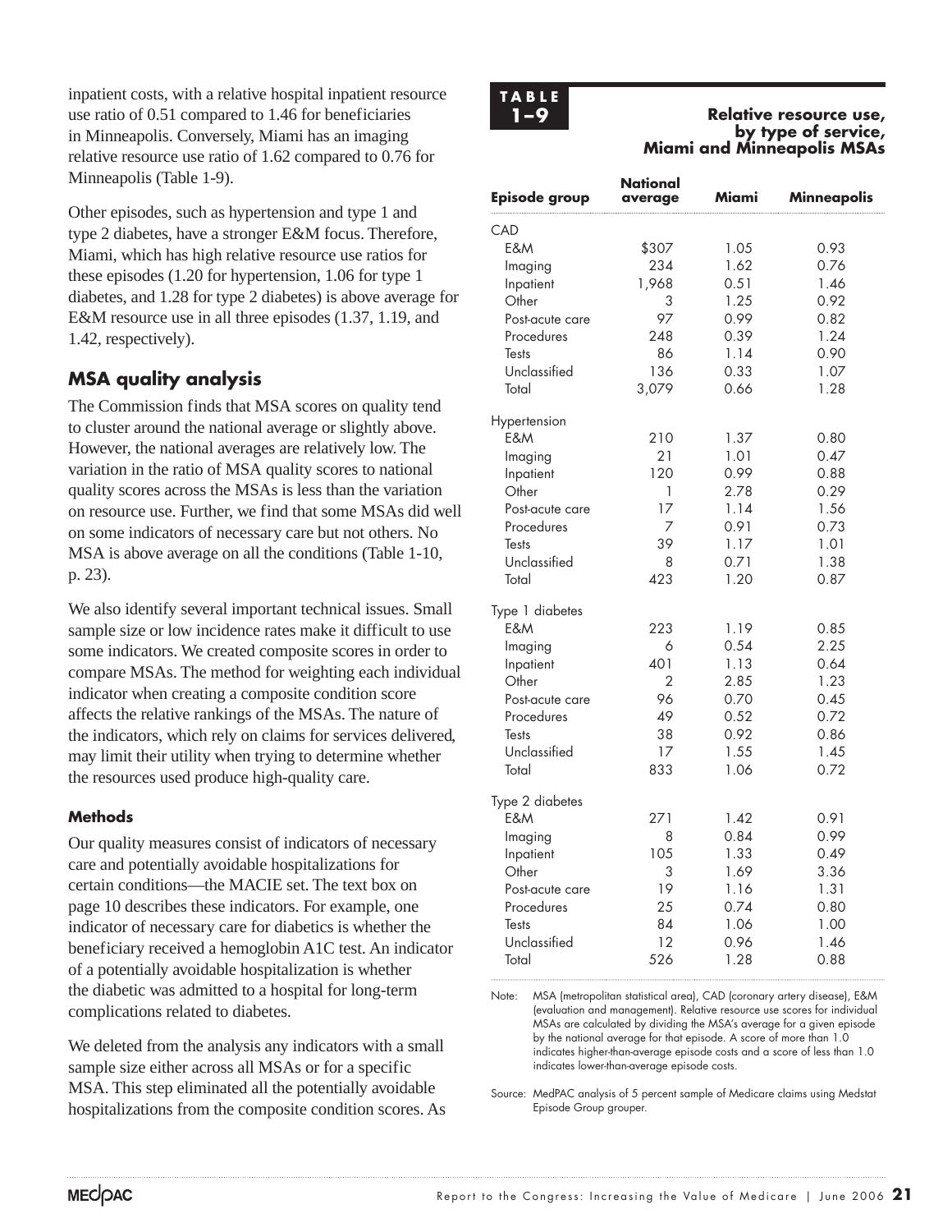inpatient costs, with a relative hospital inpatient resource use ratio of 0.51 compared to 1.46 for beneficiaries in Minneapolis. Conversely, Miami has an imaging relative resource use ratio of 1.62 compared to 0.76 for Minneapolis (Table 1-9).

Other episodes, such as hypertension and type 1 and type 2 diabetes, have a stronger E&M focus. Therefore, Miami, which has high relative resource use ratios for these episodes (1.20 for hypertension, 1.06 for type 1 diabetes, and 1.28 for type 2 diabetes) is above average for E&M resource use in all three episodes (1.37, 1.19, and 1.42, respectively).

## MSA quality analysis

The Commission finds that MSA scores on quality tend to cluster around the national average or slightly above. However, the national averages are relatively low. The variation in the ratio of MSA quality scores to national quality scores across the MSAs is less than the variation on resource use. Further, we find that some MSAs did well on some indicators of necessary care but not others. No MSA is above average on all the conditions (Table 1-10, p. 23).

We also identify several important technical issues. Small sample size or low incidence rates make it difficult to use some indicators. We created composite scores in order to compare MSAs. The method for weighting each individual indicator when creating a composite condition score affects the relative rankings of the MSAs. The nature of the indicators, which rely on claims for services delivered, may limit their utility when trying to determine whether the resources used produce high-quality care.

### Methods

Our quality measures consist of indicators of necessary care and potentially avoidable hospitalizations for certain conditions—the MACIE set. The text box on page 10 describes these indicators. For example, one indicator of necessary care for diabetics is whether the beneficiary received a hemoglobin A1C test. An indicator of a potentially avoidable hospitalization is whether the diabetic was admitted to a hospital for long-term complications related to diabetes.

We deleted from the analysis any indicators with a small sample size either across all MSAs or for a specific MSA. This step eliminated all the potentially avoidable hospitalizations from the composite condition scores. As

**TABLE 1–9**

**Relative resource use, by type of service, Miami and Minneapolis MSAs**

| Episode group | National average | Miami | Minneapolis |
|---|---|---|---|
| CAD | | | |
| E&M | $307 | 1.05 | 0.93 |
| Imaging | 234 | 1.62 | 0.76 |
| Inpatient | 1,968 | 0.51 | 1.46 |
| Other | 3 | 1.25 | 0.92 |
| Post-acute care | 97 | 0.99 | 0.82 |
| Procedures | 248 | 0.39 | 1.24 |
| Tests | 86 | 1.14 | 0.90 |
| Unclassified | 136 | 0.33 | 1.07 |
| Total | 3,079 | 0.66 | 1.28 |
| Hypertension | | | |
| E&M | 210 | 1.37 | 0.80 |
| Imaging | 21 | 1.01 | 0.47 |
| Inpatient | 120 | 0.99 | 0.88 |
| Other | 1 | 2.78 | 0.29 |
| Post-acute care | 17 | 1.14 | 1.56 |
| Procedures | 7 | 0.91 | 0.73 |
| Tests | 39 | 1.17 | 1.01 |
| Unclassified | 8 | 0.71 | 1.38 |
| Total | 423 | 1.20 | 0.87 |
| Type 1 diabetes | | | |
| E&M | 223 | 1.19 | 0.85 |
| Imaging | 6 | 0.54 | 2.25 |
| Inpatient | 401 | 1.13 | 0.64 |
| Other | 2 | 2.85 | 1.23 |
| Post-acute care | 96 | 0.70 | 0.45 |
| Procedures | 49 | 0.52 | 0.72 |
| Tests | 38 | 0.92 | 0.86 |
| Unclassified | 17 | 1.55 | 1.45 |
| Total | 833 | 1.06 | 0.72 |
| Type 2 diabetes | | | |
| E&M | 271 | 1.42 | 0.91 |
| Imaging | 8 | 0.84 | 0.99 |
| Inpatient | 105 | 1.33 | 0.49 |
| Other | 3 | 1.69 | 3.36 |
| Post-acute care | 19 | 1.16 | 1.31 |
| Procedures | 25 | 0.74 | 0.80 |
| Tests | 84 | 1.06 | 1.00 |
| Unclassified | 12 | 0.96 | 1.46 |
| Total | 526 | 1.28 | 0.88 |

Note: MSA (metropolitan statistical area), CAD (coronary artery disease), E&M (evaluation and management). Relative resource use scores for individual MSAs are calculated by dividing the MSA's average for a given episode by the national average for that episode. A score of more than 1.0 indicates higher-than-average episode costs and a score of less than 1.0 indicates lower-than-average episode costs.

Source: MedPAC analysis of 5 percent sample of Medicare claims using Medstat Episode Group grouper.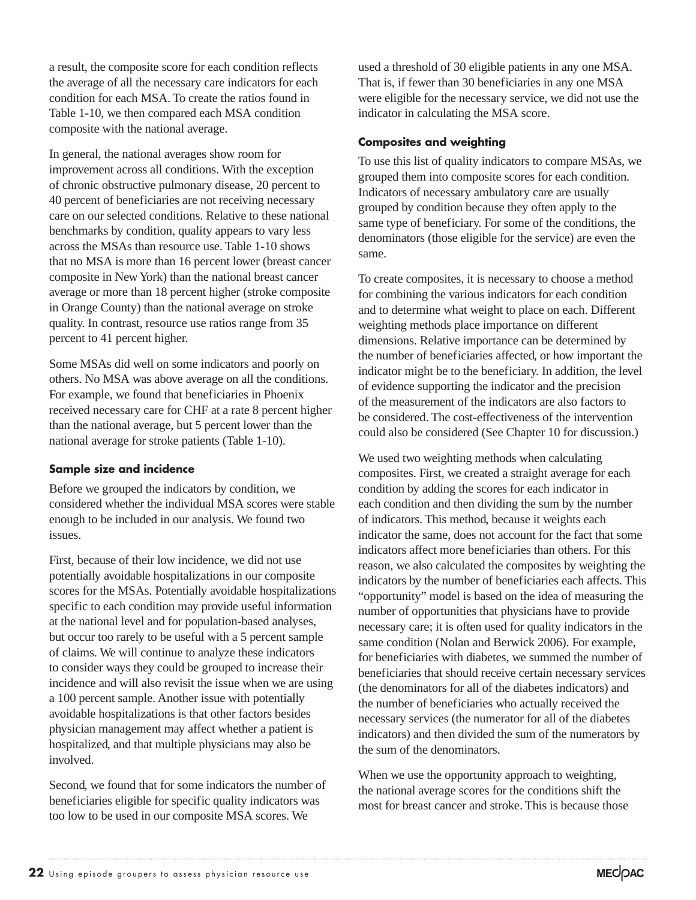a result, the composite score for each condition reflects the average of all the necessary care indicators for each condition for each MSA. To create the ratios found in Table 1-10, we then compared each MSA condition composite with the national average.

In general, the national averages show room for improvement across all conditions. With the exception of chronic obstructive pulmonary disease, 20 percent to 40 percent of beneficiaries are not receiving necessary care on our selected conditions. Relative to these national benchmarks by condition, quality appears to vary less across the MSAs than resource use. Table 1-10 shows that no MSA is more than 16 percent lower (breast cancer composite in New York) than the national breast cancer average or more than 18 percent higher (stroke composite in Orange County) than the national average on stroke quality. In contrast, resource use ratios range from 35 percent to 41 percent higher.

Some MSAs did well on some indicators and poorly on others. No MSA was above average on all the conditions. For example, we found that beneficiaries in Phoenix received necessary care for CHF at a rate 8 percent higher than the national average, but 5 percent lower than the national average for stroke patients (Table 1-10).

#### Sample size and incidence

Before we grouped the indicators by condition, we considered whether the individual MSA scores were stable enough to be included in our analysis. We found two issues.

First, because of their low incidence, we did not use potentially avoidable hospitalizations in our composite scores for the MSAs. Potentially avoidable hospitalizations specific to each condition may provide useful information at the national level and for population-based analyses, but occur too rarely to be useful with a 5 percent sample of claims. We will continue to analyze these indicators to consider ways they could be grouped to increase their incidence and will also revisit the issue when we are using a 100 percent sample. Another issue with potentially avoidable hospitalizations is that other factors besides physician management may affect whether a patient is hospitalized, and that multiple physicians may also be involved.

Second, we found that for some indicators the number of beneficiaries eligible for specific quality indicators was too low to be used in our composite MSA scores. We used a threshold of 30 eligible patients in any one MSA. That is, if fewer than 30 beneficiaries in any one MSA were eligible for the necessary service, we did not use the indicator in calculating the MSA score.

#### Composites and weighting

To use this list of quality indicators to compare MSAs, we grouped them into composite scores for each condition. Indicators of necessary ambulatory care are usually grouped by condition because they often apply to the same type of beneficiary. For some of the conditions, the denominators (those eligible for the service) are even the same.

To create composites, it is necessary to choose a method for combining the various indicators for each condition and to determine what weight to place on each. Different weighting methods place importance on different dimensions. Relative importance can be determined by the number of beneficiaries affected, or how important the indicator might be to the beneficiary. In addition, the level of evidence supporting the indicator and the precision of the measurement of the indicators are also factors to be considered. The cost-effectiveness of the intervention could also be considered (See Chapter 10 for discussion.)

We used two weighting methods when calculating composites. First, we created a straight average for each condition by adding the scores for each indicator in each condition and then dividing the sum by the number of indicators. This method, because it weights each indicator the same, does not account for the fact that some indicators affect more beneficiaries than others. For this reason, we also calculated the composites by weighting the indicators by the number of beneficiaries each affects. This "opportunity" model is based on the idea of measuring the number of opportunities that physicians have to provide necessary care; it is often used for quality indicators in the same condition (Nolan and Berwick 2006). For example, for beneficiaries with diabetes, we summed the number of beneficiaries that should receive certain necessary services (the denominators for all of the diabetes indicators) and the number of beneficiaries who actually received the necessary services (the numerator for all of the diabetes indicators) and then divided the sum of the numerators by the sum of the denominators.

When we use the opportunity approach to weighting, the national average scores for the conditions shift the most for breast cancer and stroke. This is because those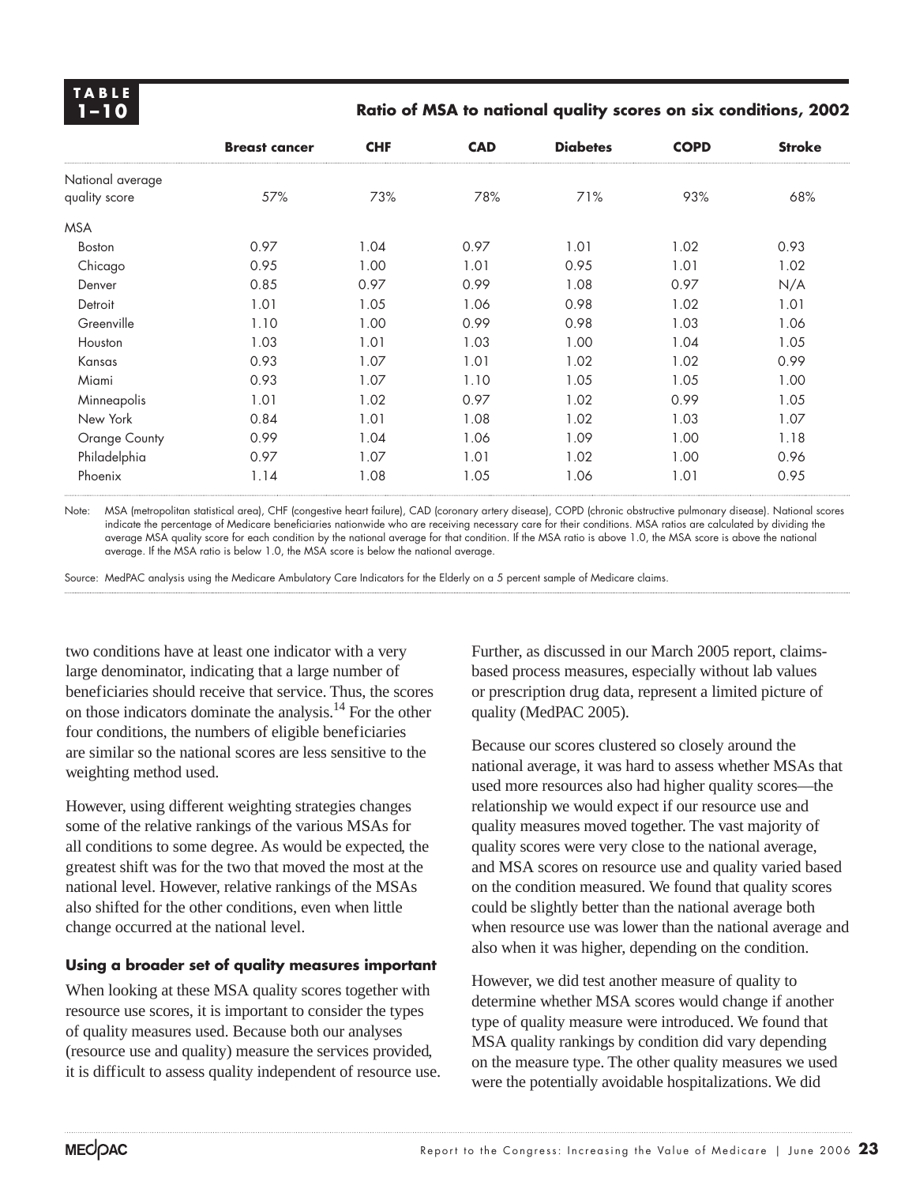**TABLE 1–10**

**Ratio of MSA to national quality scores on six conditions, 2002**

| | Breast cancer | CHF | CAD | Diabetes | COPD | Stroke |
|---|---|---|---|---|---|---|
| National average quality score | 57% | 73% | 78% | 71% | 93% | 68% |
| MSA | | | | | | |
| Boston | 0.97 | 1.04 | 0.97 | 1.01 | 1.02 | 0.93 |
| Chicago | 0.95 | 1.00 | 1.01 | 0.95 | 1.01 | 1.02 |
| Denver | 0.85 | 0.97 | 0.99 | 1.08 | 0.97 | N/A |
| Detroit | 1.01 | 1.05 | 1.06 | 0.98 | 1.02 | 1.01 |
| Greenville | 1.10 | 1.00 | 0.99 | 0.98 | 1.03 | 1.06 |
| Houston | 1.03 | 1.01 | 1.03 | 1.00 | 1.04 | 1.05 |
| Kansas | 0.93 | 1.07 | 1.01 | 1.02 | 1.02 | 0.99 |
| Miami | 0.93 | 1.07 | 1.10 | 1.05 | 1.05 | 1.00 |
| Minneapolis | 1.01 | 1.02 | 0.97 | 1.02 | 0.99 | 1.05 |
| New York | 0.84 | 1.01 | 1.08 | 1.02 | 1.03 | 1.07 |
| Orange County | 0.99 | 1.04 | 1.06 | 1.09 | 1.00 | 1.18 |
| Philadelphia | 0.97 | 1.07 | 1.01 | 1.02 | 1.00 | 0.96 |
| Phoenix | 1.14 | 1.08 | 1.05 | 1.06 | 1.01 | 0.95 |

Note: MSA (metropolitan statistical area), CHF (congestive heart failure), CAD (coronary artery disease), COPD (chronic obstructive pulmonary disease). National scores indicate the percentage of Medicare beneficiaries nationwide who are receiving necessary care for their conditions. MSA ratios are calculated by dividing the average MSA quality score for each condition by the national average for that condition. If the MSA ratio is above 1.0, the MSA score is above the national average. If the MSA ratio is below 1.0, the MSA score is below the national average.

Source: MedPAC analysis using the Medicare Ambulatory Care Indicators for the Elderly on a 5 percent sample of Medicare claims.

two conditions have at least one indicator with a very large denominator, indicating that a large number of beneficiaries should receive that service. Thus, the scores on those indicators dominate the analysis.[14] For the other four conditions, the numbers of eligible beneficiaries are similar so the national scores are less sensitive to the weighting method used.

However, using different weighting strategies changes some of the relative rankings of the various MSAs for all conditions to some degree. As would be expected, the greatest shift was for the two that moved the most at the national level. However, relative rankings of the MSAs also shifted for the other conditions, even when little change occurred at the national level.

### Using a broader set of quality measures important

When looking at these MSA quality scores together with resource use scores, it is important to consider the types of quality measures used. Because both our analyses (resource use and quality) measure the services provided, it is difficult to assess quality independent of resource use. Further, as discussed in our March 2005 report, claims-based process measures, especially without lab values or prescription drug data, represent a limited picture of quality (MedPAC 2005).

Because our scores clustered so closely around the national average, it was hard to assess whether MSAs that used more resources also had higher quality scores—the relationship we would expect if our resource use and quality measures moved together. The vast majority of quality scores were very close to the national average, and MSA scores on resource use and quality varied based on the condition measured. We found that quality scores could be slightly better than the national average both when resource use was lower than the national average and also when it was higher, depending on the condition.

However, we did test another measure of quality to determine whether MSA scores would change if another type of quality measure were introduced. We found that MSA quality rankings by condition did vary depending on the measure type. The other quality measures we used were the potentially avoidable hospitalizations. We did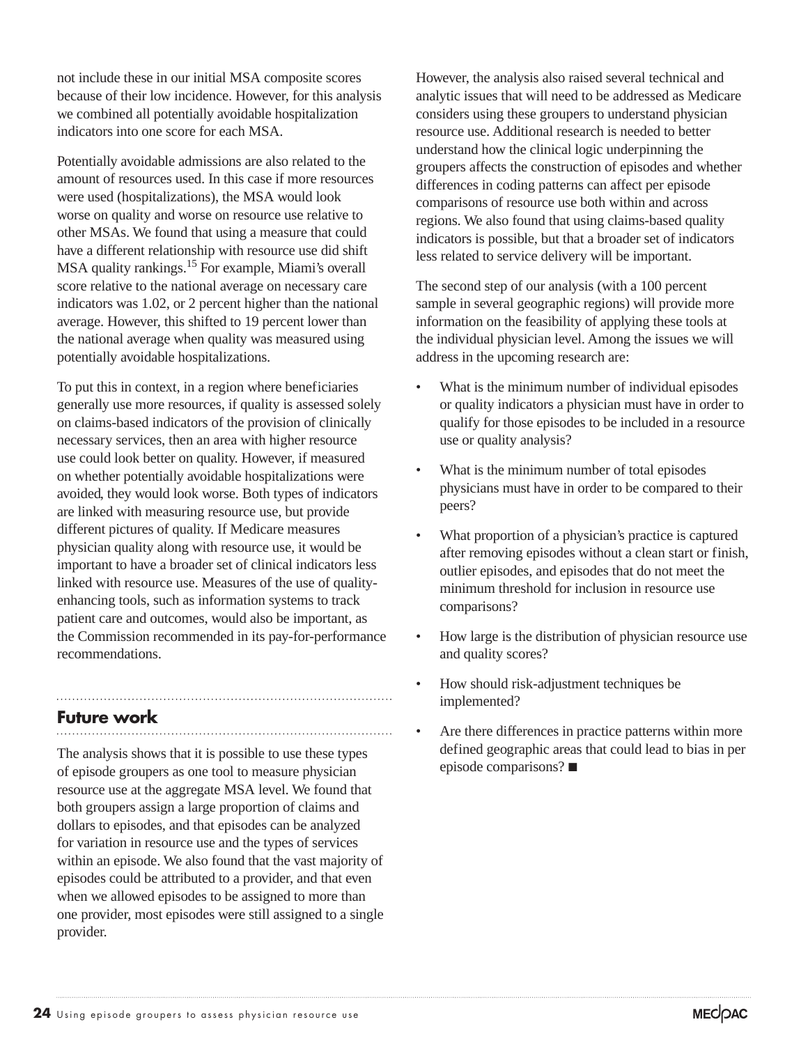not include these in our initial MSA composite scores because of their low incidence. However, for this analysis we combined all potentially avoidable hospitalization indicators into one score for each MSA.

Potentially avoidable admissions are also related to the amount of resources used. In this case if more resources were used (hospitalizations), the MSA would look worse on quality and worse on resource use relative to other MSAs. We found that using a measure that could have a different relationship with resource use did shift MSA quality rankings.[15] For example, Miami's overall score relative to the national average on necessary care indicators was 1.02, or 2 percent higher than the national average. However, this shifted to 19 percent lower than the national average when quality was measured using potentially avoidable hospitalizations.

To put this in context, in a region where beneficiaries generally use more resources, if quality is assessed solely on claims-based indicators of the provision of clinically necessary services, then an area with higher resource use could look better on quality. However, if measured on whether potentially avoidable hospitalizations were avoided, they would look worse. Both types of indicators are linked with measuring resource use, but provide different pictures of quality. If Medicare measures physician quality along with resource use, it would be important to have a broader set of clinical indicators less linked with resource use. Measures of the use of quality-enhancing tools, such as information systems to track patient care and outcomes, would also be important, as the Commission recommended in its pay-for-performance recommendations.

## Future work

The analysis shows that it is possible to use these types of episode groupers as one tool to measure physician resource use at the aggregate MSA level. We found that both groupers assign a large proportion of claims and dollars to episodes, and that episodes can be analyzed for variation in resource use and the types of services within an episode. We also found that the vast majority of episodes could be attributed to a provider, and that even when we allowed episodes to be assigned to more than one provider, most episodes were still assigned to a single provider.

However, the analysis also raised several technical and analytic issues that will need to be addressed as Medicare considers using these groupers to understand physician resource use. Additional research is needed to better understand how the clinical logic underpinning the groupers affects the construction of episodes and whether differences in coding patterns can affect per episode comparisons of resource use both within and across regions. We also found that using claims-based quality indicators is possible, but that a broader set of indicators less related to service delivery will be important.

The second step of our analysis (with a 100 percent sample in several geographic regions) will provide more information on the feasibility of applying these tools at the individual physician level. Among the issues we will address in the upcoming research are:

- What is the minimum number of individual episodes or quality indicators a physician must have in order to qualify for those episodes to be included in a resource use or quality analysis?
- What is the minimum number of total episodes physicians must have in order to be compared to their peers?
- What proportion of a physician's practice is captured after removing episodes without a clean start or finish, outlier episodes, and episodes that do not meet the minimum threshold for inclusion in resource use comparisons?
- How large is the distribution of physician resource use and quality scores?
- How should risk-adjustment techniques be implemented?
- Are there differences in practice patterns within more defined geographic areas that could lead to bias in per episode comparisons? ■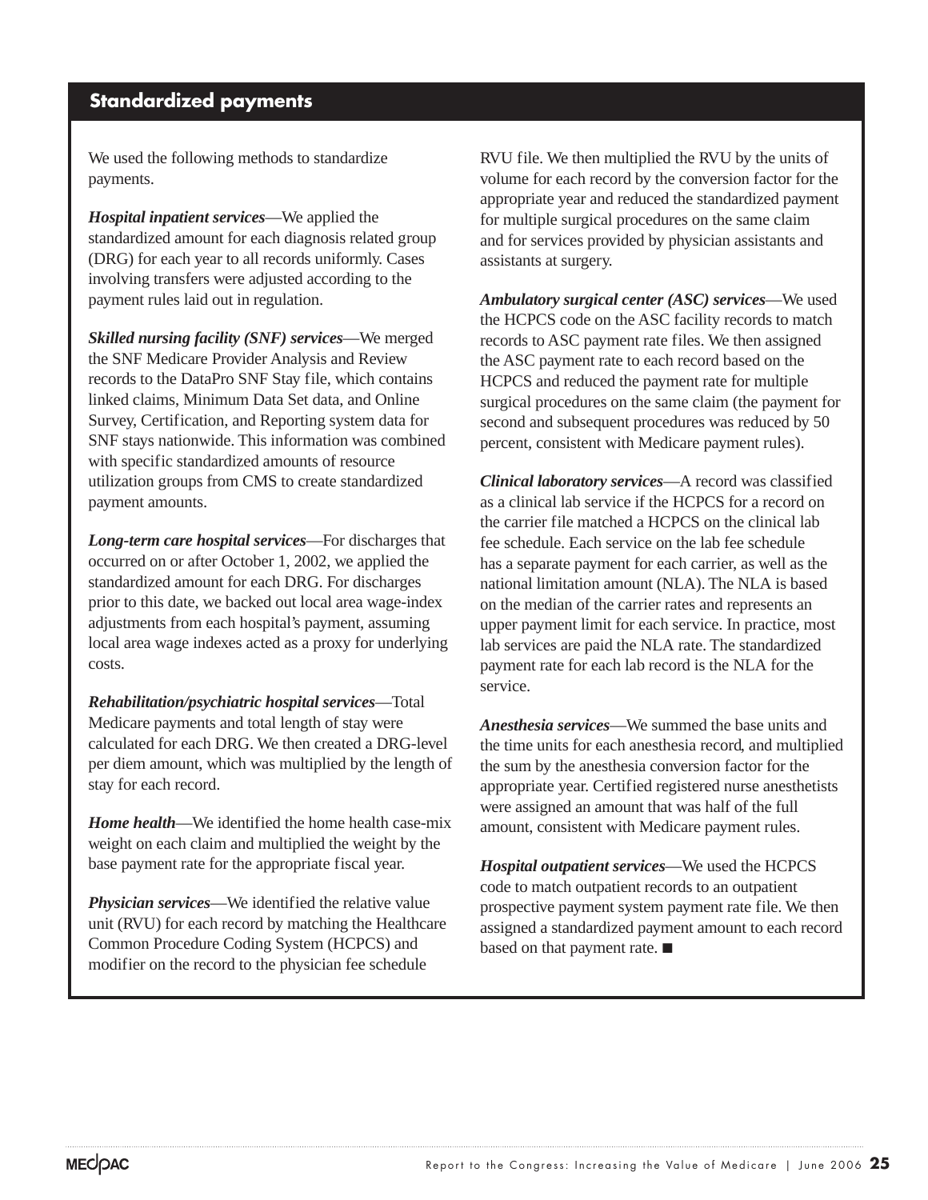## Standardized payments

We used the following methods to standardize payments.

***Hospital inpatient services***—We applied the standardized amount for each diagnosis related group (DRG) for each year to all records uniformly. Cases involving transfers were adjusted according to the payment rules laid out in regulation.

***Skilled nursing facility (SNF) services***—We merged the SNF Medicare Provider Analysis and Review records to the DataPro SNF Stay file, which contains linked claims, Minimum Data Set data, and Online Survey, Certification, and Reporting system data for SNF stays nationwide. This information was combined with specific standardized amounts of resource utilization groups from CMS to create standardized payment amounts.

***Long-term care hospital services***—For discharges that occurred on or after October 1, 2002, we applied the standardized amount for each DRG. For discharges prior to this date, we backed out local area wage-index adjustments from each hospital's payment, assuming local area wage indexes acted as a proxy for underlying costs.

***Rehabilitation/psychiatric hospital services***—Total Medicare payments and total length of stay were calculated for each DRG. We then created a DRG-level per diem amount, which was multiplied by the length of stay for each record.

***Home health***—We identified the home health case-mix weight on each claim and multiplied the weight by the base payment rate for the appropriate fiscal year.

***Physician services***—We identified the relative value unit (RVU) for each record by matching the Healthcare Common Procedure Coding System (HCPCS) and modifier on the record to the physician fee schedule RVU file. We then multiplied the RVU by the units of volume for each record by the conversion factor for the appropriate year and reduced the standardized payment for multiple surgical procedures on the same claim and for services provided by physician assistants and assistants at surgery.

***Ambulatory surgical center (ASC) services***—We used the HCPCS code on the ASC facility records to match records to ASC payment rate files. We then assigned the ASC payment rate to each record based on the HCPCS and reduced the payment rate for multiple surgical procedures on the same claim (the payment for second and subsequent procedures was reduced by 50 percent, consistent with Medicare payment rules).

***Clinical laboratory services***—A record was classified as a clinical lab service if the HCPCS for a record on the carrier file matched a HCPCS on the clinical lab fee schedule. Each service on the lab fee schedule has a separate payment for each carrier, as well as the national limitation amount (NLA). The NLA is based on the median of the carrier rates and represents an upper payment limit for each service. In practice, most lab services are paid the NLA rate. The standardized payment rate for each lab record is the NLA for the service.

***Anesthesia services***—We summed the base units and the time units for each anesthesia record, and multiplied the sum by the anesthesia conversion factor for the appropriate year. Certified registered nurse anesthetists were assigned an amount that was half of the full amount, consistent with Medicare payment rules.

***Hospital outpatient services***—We used the HCPCS code to match outpatient records to an outpatient prospective payment system payment rate file. We then assigned a standardized payment amount to each record based on that payment rate. ■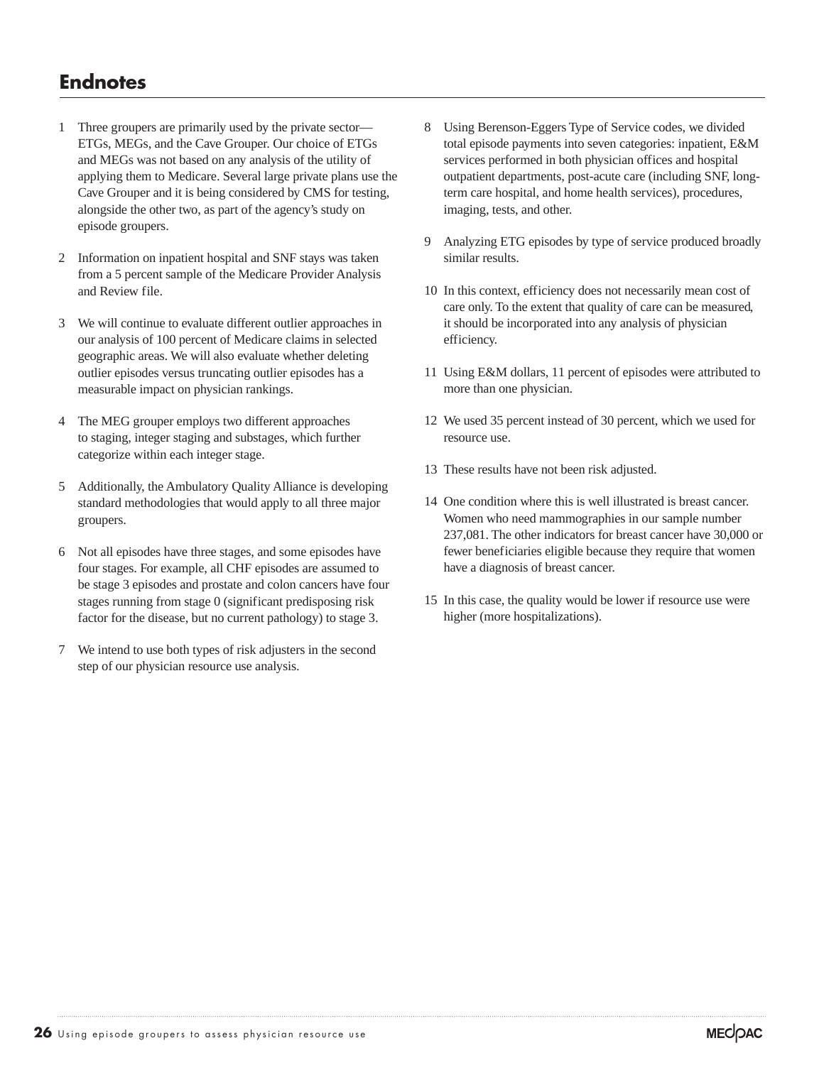## Endnotes

1. Three groupers are primarily used by the private sector—ETGs, MEGs, and the Cave Grouper. Our choice of ETGs and MEGs was not based on any analysis of the utility of applying them to Medicare. Several large private plans use the Cave Grouper and it is being considered by CMS for testing, alongside the other two, as part of the agency's study on episode groupers.

2. Information on inpatient hospital and SNF stays was taken from a 5 percent sample of the Medicare Provider Analysis and Review file.

3. We will continue to evaluate different outlier approaches in our analysis of 100 percent of Medicare claims in selected geographic areas. We will also evaluate whether deleting outlier episodes versus truncating outlier episodes has a measurable impact on physician rankings.

4. The MEG grouper employs two different approaches to staging, integer staging and substages, which further categorize within each integer stage.

5. Additionally, the Ambulatory Quality Alliance is developing standard methodologies that would apply to all three major groupers.

6. Not all episodes have three stages, and some episodes have four stages. For example, all CHF episodes are assumed to be stage 3 episodes and prostate and colon cancers have four stages running from stage 0 (significant predisposing risk factor for the disease, but no current pathology) to stage 3.

7. We intend to use both types of risk adjusters in the second step of our physician resource use analysis.

8. Using Berenson-Eggers Type of Service codes, we divided total episode payments into seven categories: inpatient, E&M services performed in both physician offices and hospital outpatient departments, post-acute care (including SNF, long-term care hospital, and home health services), procedures, imaging, tests, and other.

9. Analyzing ETG episodes by type of service produced broadly similar results.

10. In this context, efficiency does not necessarily mean cost of care only. To the extent that quality of care can be measured, it should be incorporated into any analysis of physician efficiency.

11. Using E&M dollars, 11 percent of episodes were attributed to more than one physician.

12. We used 35 percent instead of 30 percent, which we used for resource use.

13. These results have not been risk adjusted.

14. One condition where this is well illustrated is breast cancer. Women who need mammographies in our sample number 237,081. The other indicators for breast cancer have 30,000 or fewer beneficiaries eligible because they require that women have a diagnosis of breast cancer.

15. In this case, the quality would be lower if resource use were higher (more hospitalizations).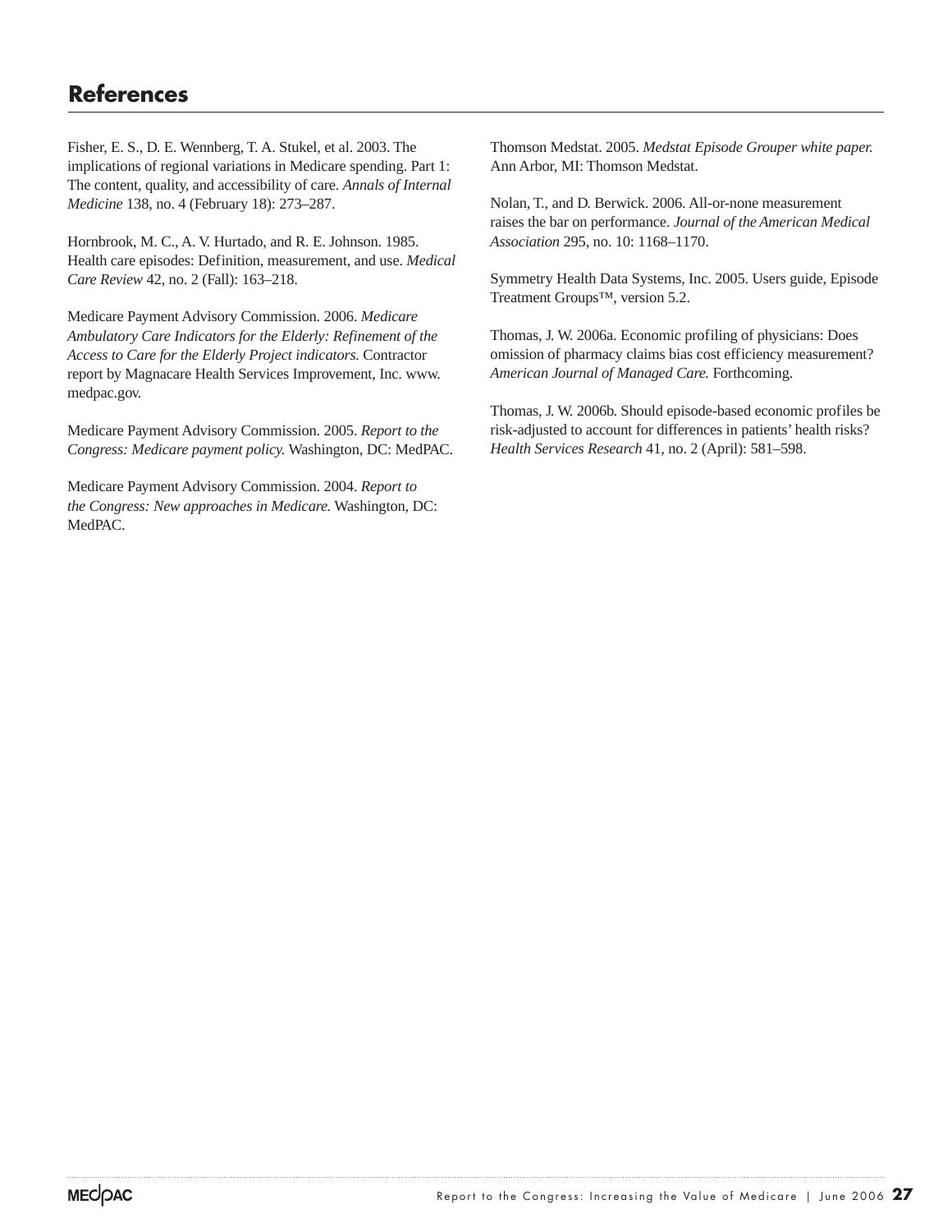## References

Fisher, E. S., D. E. Wennberg, T. A. Stukel, et al. 2003. The implications of regional variations in Medicare spending. Part 1: The content, quality, and accessibility of care. *Annals of Internal Medicine* 138, no. 4 (February 18): 273–287.

Hornbrook, M. C., A. V. Hurtado, and R. E. Johnson. 1985. Health care episodes: Definition, measurement, and use. *Medical Care Review* 42, no. 2 (Fall): 163–218.

Medicare Payment Advisory Commission. 2006. *Medicare Ambulatory Care Indicators for the Elderly: Refinement of the Access to Care for the Elderly Project indicators.* Contractor report by Magnacare Health Services Improvement, Inc. www.medpac.gov.

Medicare Payment Advisory Commission. 2005. *Report to the Congress: Medicare payment policy.* Washington, DC: MedPAC.

Medicare Payment Advisory Commission. 2004. *Report to the Congress: New approaches in Medicare.* Washington, DC: MedPAC.

Thomson Medstat. 2005. *Medstat Episode Grouper white paper.* Ann Arbor, MI: Thomson Medstat.

Nolan, T., and D. Berwick. 2006. All-or-none measurement raises the bar on performance. *Journal of the American Medical Association* 295, no. 10: 1168–1170.

Symmetry Health Data Systems, Inc. 2005. Users guide, Episode Treatment Groups™, version 5.2.

Thomas, J. W. 2006a. Economic profiling of physicians: Does omission of pharmacy claims bias cost efficiency measurement? *American Journal of Managed Care.* Forthcoming.

Thomas, J. W. 2006b. Should episode-based economic profiles be risk-adjusted to account for differences in patients' health risks? *Health Services Research* 41, no. 2 (April): 581–598.